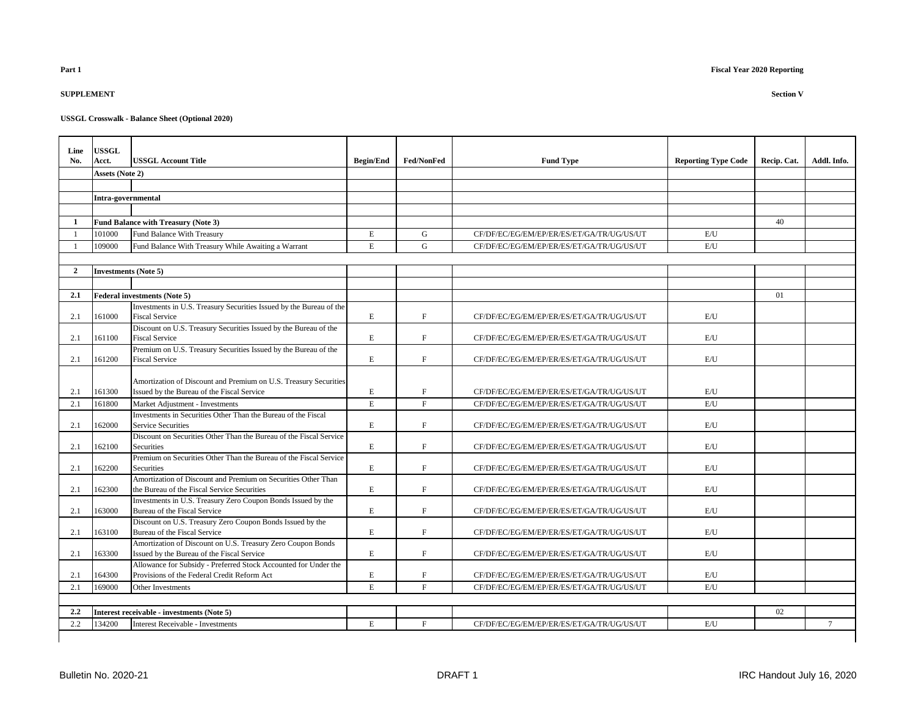**Part 1**

**Fiscal Year 2020 Reporting**

**SUPPLEMENT**

**Section V**

**USSGL Crosswalk - Balance Sheet (Optional 2020)**

| Line No. | USSGL Acct. | USSGL Account Title | Begin/End | Fed/NonFed | Fund Type | Reporting Type Code | Recip. Cat. | Addl. Info. |
|---|---|---|---|---|---|---|---|---|
| | **Assets (Note 2)** | | | | | | | |
| | | | | | | | | |
| | **Intra-governmental** | | | | | | | |
| | | | | | | | | |
| **1** | **Fund Balance with Treasury (Note 3)** | | | | | | 40 | |
| 1 | 101000 | Fund Balance With Treasury | E | G | CF/DF/EC/EG/EM/EP/ER/ES/ET/GA/TR/UG/US/UT | E/U | | |
| 1 | 109000 | Fund Balance With Treasury While Awaiting a Warrant | E | G | CF/DF/EC/EG/EM/EP/ER/ES/ET/GA/TR/UG/US/UT | E/U | | |
| | | | | | | | | |
| **2** | **Investments (Note 5)** | | | | | | | |
| | | | | | | | | |
| **2.1** | **Federal investments (Note 5)** | | | | | | 01 | |
| 2.1 | 161000 | Investments in U.S. Treasury Securities Issued by the Bureau of the Fiscal Service | E | F | CF/DF/EC/EG/EM/EP/ER/ES/ET/GA/TR/UG/US/UT | E/U | | |
| 2.1 | 161100 | Discount on U.S. Treasury Securities Issued by the Bureau of the Fiscal Service | E | F | CF/DF/EC/EG/EM/EP/ER/ES/ET/GA/TR/UG/US/UT | E/U | | |
| 2.1 | 161200 | Premium on U.S. Treasury Securities Issued by the Bureau of the Fiscal Service | E | F | CF/DF/EC/EG/EM/EP/ER/ES/ET/GA/TR/UG/US/UT | E/U | | |
| 2.1 | 161300 | Amortization of Discount and Premium on U.S. Treasury Securities Issued by the Bureau of the Fiscal Service | E | F | CF/DF/EC/EG/EM/EP/ER/ES/ET/GA/TR/UG/US/UT | E/U | | |
| 2.1 | 161800 | Market Adjustment - Investments | E | F | CF/DF/EC/EG/EM/EP/ER/ES/ET/GA/TR/UG/US/UT | E/U | | |
| 2.1 | 162000 | Investments in Securities Other Than the Bureau of the Fiscal Service Securities | E | F | CF/DF/EC/EG/EM/EP/ER/ES/ET/GA/TR/UG/US/UT | E/U | | |
| 2.1 | 162100 | Discount on Securities Other Than the Bureau of the Fiscal Service Securities | E | F | CF/DF/EC/EG/EM/EP/ER/ES/ET/GA/TR/UG/US/UT | E/U | | |
| 2.1 | 162200 | Premium on Securities Other Than the Bureau of the Fiscal Service Securities | E | F | CF/DF/EC/EG/EM/EP/ER/ES/ET/GA/TR/UG/US/UT | E/U | | |
| 2.1 | 162300 | Amortization of Discount and Premium on Securities Other Than the Bureau of the Fiscal Service Securities | E | F | CF/DF/EC/EG/EM/EP/ER/ES/ET/GA/TR/UG/US/UT | E/U | | |
| 2.1 | 163000 | Investments in U.S. Treasury Zero Coupon Bonds Issued by the Bureau of the Fiscal Service | E | F | CF/DF/EC/EG/EM/EP/ER/ES/ET/GA/TR/UG/US/UT | E/U | | |
| 2.1 | 163100 | Discount on U.S. Treasury Zero Coupon Bonds Issued by the Bureau of the Fiscal Service | E | F | CF/DF/EC/EG/EM/EP/ER/ES/ET/GA/TR/UG/US/UT | E/U | | |
| 2.1 | 163300 | Amortization of Discount on U.S. Treasury Zero Coupon Bonds Issued by the Bureau of the Fiscal Service | E | F | CF/DF/EC/EG/EM/EP/ER/ES/ET/GA/TR/UG/US/UT | E/U | | |
| 2.1 | 164300 | Allowance for Subsidy - Preferred Stock Accounted for Under the Provisions of the Federal Credit Reform Act | E | F | CF/DF/EC/EG/EM/EP/ER/ES/ET/GA/TR/UG/US/UT | E/U | | |
| 2.1 | 169000 | Other Investments | E | F | CF/DF/EC/EG/EM/EP/ER/ES/ET/GA/TR/UG/US/UT | E/U | | |
| | | | | | | | | |
| **2.2** | **Interest receivable - investments (Note 5)** | | | | | | 02 | |
| 2.2 | 134200 | Interest Receivable - Investments | E | F | CF/DF/EC/EG/EM/EP/ER/ES/ET/GA/TR/UG/US/UT | E/U | | 7 |

Bulletin No. 2020-21 DRAFT 1 IRC Handout July 16, 2020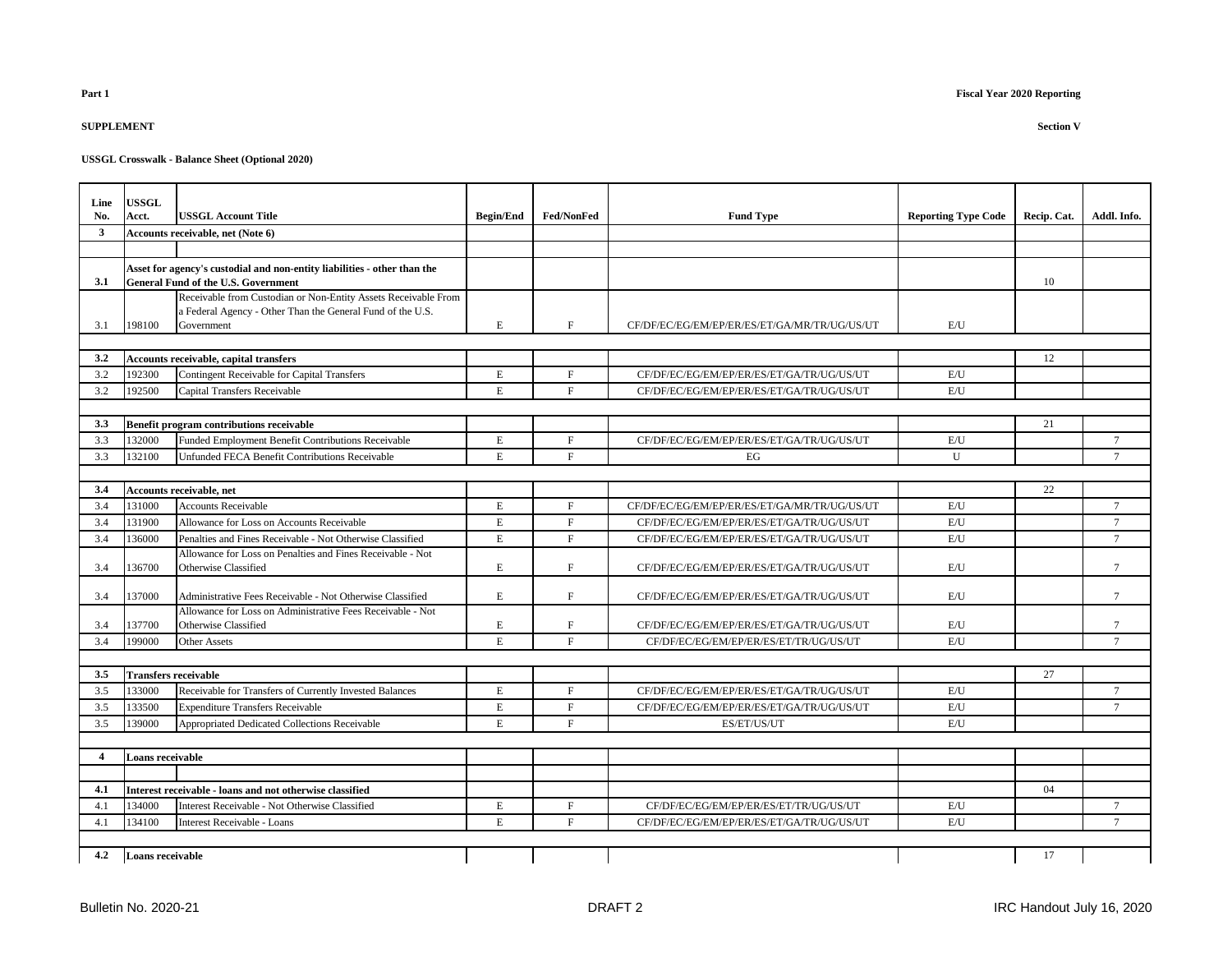**Part 1**

**Fiscal Year 2020 Reporting**

**SUPPLEMENT**

**Section V**

**USSGL Crosswalk - Balance Sheet (Optional 2020)**

| Line No. | USSGL Acct. | USSGL Account Title | Begin/End | Fed/NonFed | Fund Type | Reporting Type Code | Recip. Cat. | Addl. Info. |
|---|---|---|---|---|---|---|---|---|
| **3** | **Accounts receivable, net (Note 6)** | | | | | | | |
| | | | | | | | | |
| **3.1** | **Asset for agency's custodial and non-entity liabilities - other than the General Fund of the U.S. Government** | | | | | | 10 | |
| 3.1 | 198100 | Receivable from Custodian or Non-Entity Assets Receivable From a Federal Agency - Other Than the General Fund of the U.S. Government | E | F | CF/DF/EC/EG/EM/EP/ER/ES/ET/GA/MR/TR/UG/US/UT | E/U | | |
| | | | | | | | | |
| **3.2** | **Accounts receivable, capital transfers** | | | | | | 12 | |
| 3.2 | 192300 | Contingent Receivable for Capital Transfers | E | F | CF/DF/EC/EG/EM/EP/ER/ES/ET/GA/TR/UG/US/UT | E/U | | |
| 3.2 | 192500 | Capital Transfers Receivable | E | F | CF/DF/EC/EG/EM/EP/ER/ES/ET/GA/TR/UG/US/UT | E/U | | |
| | | | | | | | | |
| **3.3** | **Benefit program contributions receivable** | | | | | | 21 | |
| 3.3 | 132000 | Funded Employment Benefit Contributions Receivable | E | F | CF/DF/EC/EG/EM/EP/ER/ES/ET/GA/TR/UG/US/UT | E/U | | 7 |
| 3.3 | 132100 | Unfunded FECA Benefit Contributions Receivable | E | F | EG | U | | 7 |
| | | | | | | | | |
| **3.4** | **Accounts receivable, net** | | | | | | 22 | |
| 3.4 | 131000 | Accounts Receivable | E | F | CF/DF/EC/EG/EM/EP/ER/ES/ET/GA/MR/TR/UG/US/UT | E/U | | 7 |
| 3.4 | 131900 | Allowance for Loss on Accounts Receivable | E | F | CF/DF/EC/EG/EM/EP/ER/ES/ET/GA/TR/UG/US/UT | E/U | | 7 |
| 3.4 | 136000 | Penalties and Fines Receivable - Not Otherwise Classified | E | F | CF/DF/EC/EG/EM/EP/ER/ES/ET/GA/TR/UG/US/UT | E/U | | 7 |
| 3.4 | 136700 | Allowance for Loss on Penalties and Fines Receivable - Not Otherwise Classified | E | F | CF/DF/EC/EG/EM/EP/ER/ES/ET/GA/TR/UG/US/UT | E/U | | 7 |
| 3.4 | 137000 | Administrative Fees Receivable - Not Otherwise Classified | E | F | CF/DF/EC/EG/EM/EP/ER/ES/ET/GA/TR/UG/US/UT | E/U | | 7 |
| 3.4 | 137700 | Allowance for Loss on Administrative Fees Receivable - Not Otherwise Classified | E | F | CF/DF/EC/EG/EM/EP/ER/ES/ET/GA/TR/UG/US/UT | E/U | | 7 |
| 3.4 | 199000 | Other Assets | E | F | CF/DF/EC/EG/EM/EP/ER/ES/ET/TR/UG/US/UT | E/U | | 7 |
| | | | | | | | | |
| **3.5** | **Transfers receivable** | | | | | | 27 | |
| 3.5 | 133000 | Receivable for Transfers of Currently Invested Balances | E | F | CF/DF/EC/EG/EM/EP/ER/ES/ET/GA/TR/UG/US/UT | E/U | | 7 |
| 3.5 | 133500 | Expenditure Transfers Receivable | E | F | CF/DF/EC/EG/EM/EP/ER/ES/ET/GA/TR/UG/US/UT | E/U | | 7 |
| 3.5 | 139000 | Appropriated Dedicated Collections Receivable | E | F | ES/ET/US/UT | E/U | | |
| | | | | | | | | |
| **4** | **Loans receivable** | | | | | | | |
| | | | | | | | | |
| **4.1** | **Interest receivable - loans and not otherwise classified** | | | | | | 04 | |
| 4.1 | 134000 | Interest Receivable - Not Otherwise Classified | E | F | CF/DF/EC/EG/EM/EP/ER/ES/ET/TR/UG/US/UT | E/U | | 7 |
| 4.1 | 134100 | Interest Receivable - Loans | E | F | CF/DF/EC/EG/EM/EP/ER/ES/ET/GA/TR/UG/US/UT | E/U | | 7 |
| | | | | | | | | |
| **4.2** | **Loans receivable** | | | | | | 17 | |

Bulletin No. 2020-21 DRAFT 2 IRC Handout July 16, 2020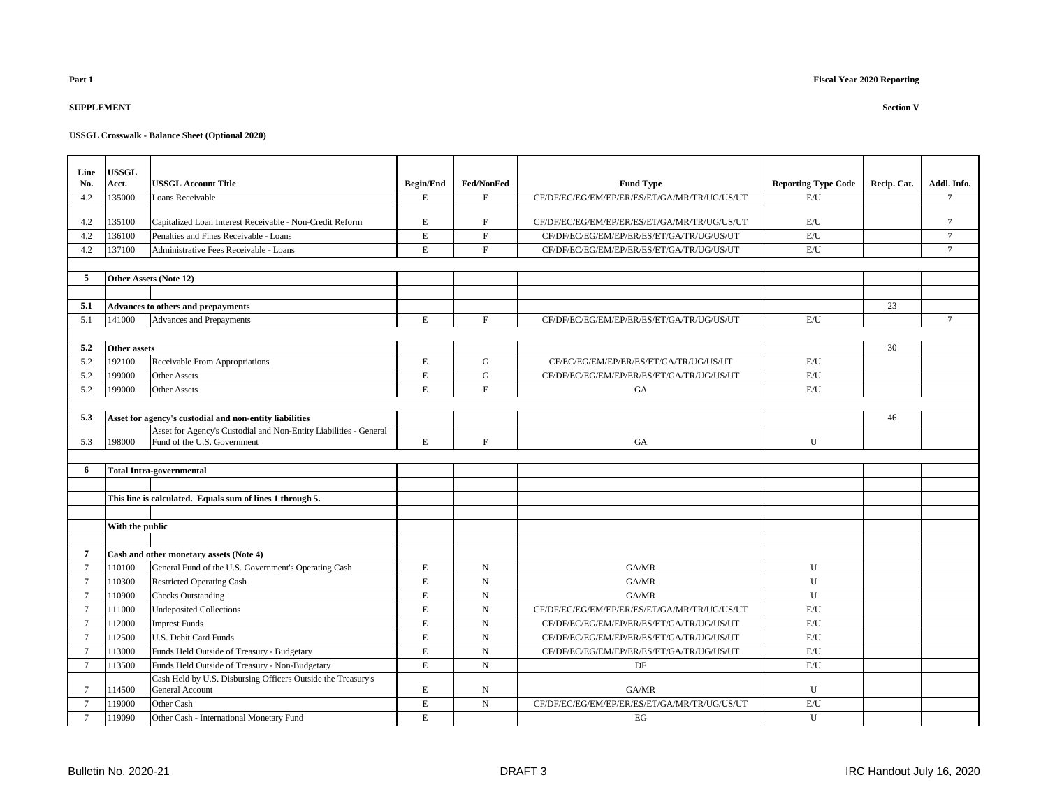**Part 1**

**Fiscal Year 2020 Reporting**

**SUPPLEMENT**

**Section V**

**USSGL Crosswalk - Balance Sheet (Optional 2020)**

| Line No. | USSGL Acct. | USSGL Account Title | Begin/End | Fed/NonFed | Fund Type | Reporting Type Code | Recip. Cat. | Addl. Info. |
|---|---|---|---|---|---|---|---|---|
| 4.2 | 135000 | Loans Receivable | E | F | CF/DF/EC/EG/EM/EP/ER/ES/ET/GA/MR/TR/UG/US/UT | E/U | | 7 |
| 4.2 | 135100 | Capitalized Loan Interest Receivable - Non-Credit Reform | E | F | CF/DF/EC/EG/EM/EP/ER/ES/ET/GA/MR/TR/UG/US/UT | E/U | | 7 |
| 4.2 | 136100 | Penalties and Fines Receivable - Loans | E | F | CF/DF/EC/EG/EM/EP/ER/ES/ET/GA/TR/UG/US/UT | E/U | | 7 |
| 4.2 | 137100 | Administrative Fees Receivable - Loans | E | F | CF/DF/EC/EG/EM/EP/ER/ES/ET/GA/TR/UG/US/UT | E/U | | 7 |
| | | | | | | | | |
| **5** | **Other Assets (Note 12)** | | | | | | | |
| | | | | | | | | |
| **5.1** | **Advances to others and prepayments** | | | | | | 23 | |
| 5.1 | 141000 | Advances and Prepayments | E | F | CF/DF/EC/EG/EM/EP/ER/ES/ET/GA/TR/UG/US/UT | E/U | | 7 |
| | | | | | | | | |
| **5.2** | **Other assets** | | | | | | 30 | |
| 5.2 | 192100 | Receivable From Appropriations | E | G | CF/EC/EG/EM/EP/ER/ES/ET/GA/TR/UG/US/UT | E/U | | |
| 5.2 | 199000 | Other Assets | E | G | CF/DF/EC/EG/EM/EP/ER/ES/ET/GA/TR/UG/US/UT | E/U | | |
| 5.2 | 199000 | Other Assets | E | F | GA | E/U | | |
| | | | | | | | | |
| **5.3** | **Asset for agency's custodial and non-entity liabilities** | | | | | | 46 | |
| 5.3 | 198000 | Asset for Agency's Custodial and Non-Entity Liabilities - General Fund of the U.S. Government | E | F | GA | U | | |
| | | | | | | | | |
| **6** | **Total Intra-governmental** | | | | | | | |
| | | | | | | | | |
| | **This line is calculated. Equals sum of lines 1 through 5.** | | | | | | | |
| | | | | | | | | |
| | **With the public** | | | | | | | |
| | | | | | | | | |
| **7** | **Cash and other monetary assets (Note 4)** | | | | | | | |
| 7 | 110100 | General Fund of the U.S. Government's Operating Cash | E | N | GA/MR | U | | |
| 7 | 110300 | Restricted Operating Cash | E | N | GA/MR | U | | |
| 7 | 110900 | Checks Outstanding | E | N | GA/MR | U | | |
| 7 | 111000 | Undeposited Collections | E | N | CF/DF/EC/EG/EM/EP/ER/ES/ET/GA/MR/TR/UG/US/UT | E/U | | |
| 7 | 112000 | Imprest Funds | E | N | CF/DF/EC/EG/EM/EP/ER/ES/ET/GA/TR/UG/US/UT | E/U | | |
| 7 | 112500 | U.S. Debit Card Funds | E | N | CF/DF/EC/EG/EM/EP/ER/ES/ET/GA/TR/UG/US/UT | E/U | | |
| 7 | 113000 | Funds Held Outside of Treasury - Budgetary | E | N | CF/DF/EC/EG/EM/EP/ER/ES/ET/GA/TR/UG/US/UT | E/U | | |
| 7 | 113500 | Funds Held Outside of Treasury - Non-Budgetary | E | N | DF | E/U | | |
| 7 | 114500 | Cash Held by U.S. Disbursing Officers Outside the Treasury's General Account | E | N | GA/MR | U | | |
| 7 | 119000 | Other Cash | E | N | CF/DF/EC/EG/EM/EP/ER/ES/ET/GA/MR/TR/UG/US/UT | E/U | | |
| 7 | 119090 | Other Cash - International Monetary Fund | E | | EG | U | | |

Bulletin No. 2020-21 DRAFT 3 IRC Handout July 16, 2020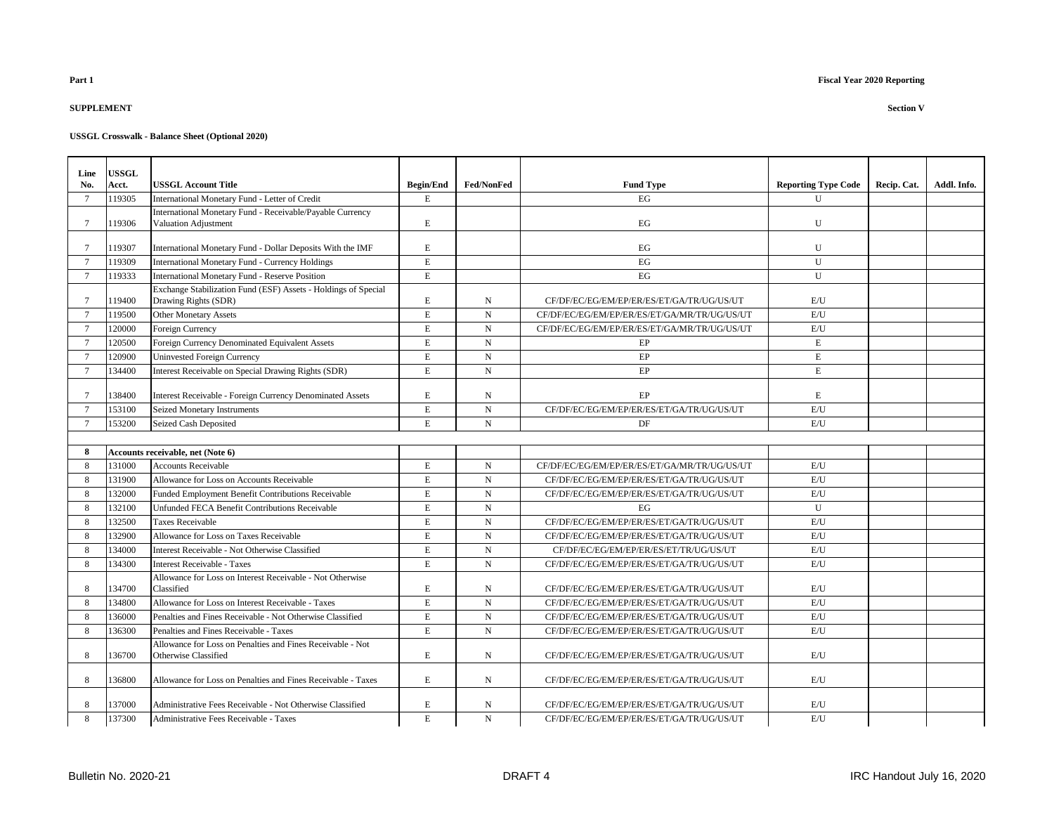**Part 1**

**Fiscal Year 2020 Reporting**

**SUPPLEMENT**

**Section V**

**USSGL Crosswalk - Balance Sheet (Optional 2020)**

| Line No. | USSGL Acct. | USSGL Account Title | Begin/End | Fed/NonFed | Fund Type | Reporting Type Code | Recip. Cat. | Addl. Info. |
|---|---|---|---|---|---|---|---|---|
| 7 | 119305 | International Monetary Fund - Letter of Credit | E | | EG | U | | |
| 7 | 119306 | International Monetary Fund - Receivable/Payable Currency Valuation Adjustment | E | | EG | U | | |
| 7 | 119307 | International Monetary Fund - Dollar Deposits With the IMF | E | | EG | U | | |
| 7 | 119309 | International Monetary Fund - Currency Holdings | E | | EG | U | | |
| 7 | 119333 | International Monetary Fund - Reserve Position | E | | EG | U | | |
| 7 | 119400 | Exchange Stabilization Fund (ESF) Assets - Holdings of Special Drawing Rights (SDR) | E | N | CF/DF/EC/EG/EM/EP/ER/ES/ET/GA/TR/UG/US/UT | E/U | | |
| 7 | 119500 | Other Monetary Assets | E | N | CF/DF/EC/EG/EM/EP/ER/ES/ET/GA/MR/TR/UG/US/UT | E/U | | |
| 7 | 120000 | Foreign Currency | E | N | CF/DF/EC/EG/EM/EP/ER/ES/ET/GA/MR/TR/UG/US/UT | E/U | | |
| 7 | 120500 | Foreign Currency Denominated Equivalent Assets | E | N | EP | E | | |
| 7 | 120900 | Uninvested Foreign Currency | E | N | EP | E | | |
| 7 | 134400 | Interest Receivable on Special Drawing Rights (SDR) | E | N | EP | E | | |
| 7 | 138400 | Interest Receivable - Foreign Currency Denominated Assets | E | N | EP | E | | |
| 7 | 153100 | Seized Monetary Instruments | E | N | CF/DF/EC/EG/EM/EP/ER/ES/ET/GA/TR/UG/US/UT | E/U | | |
| 7 | 153200 | Seized Cash Deposited | E | N | DF | E/U | | |
| | | | | | | | | |
| **8** | **Accounts receivable, net (Note 6)** | | | | | | | |
| 8 | 131000 | Accounts Receivable | E | N | CF/DF/EC/EG/EM/EP/ER/ES/ET/GA/MR/TR/UG/US/UT | E/U | | |
| 8 | 131900 | Allowance for Loss on Accounts Receivable | E | N | CF/DF/EC/EG/EM/EP/ER/ES/ET/GA/TR/UG/US/UT | E/U | | |
| 8 | 132000 | Funded Employment Benefit Contributions Receivable | E | N | CF/DF/EC/EG/EM/EP/ER/ES/ET/GA/TR/UG/US/UT | E/U | | |
| 8 | 132100 | Unfunded FECA Benefit Contributions Receivable | E | N | EG | U | | |
| 8 | 132500 | Taxes Receivable | E | N | CF/DF/EC/EG/EM/EP/ER/ES/ET/GA/TR/UG/US/UT | E/U | | |
| 8 | 132900 | Allowance for Loss on Taxes Receivable | E | N | CF/DF/EC/EG/EM/EP/ER/ES/ET/GA/TR/UG/US/UT | E/U | | |
| 8 | 134000 | Interest Receivable - Not Otherwise Classified | E | N | CF/DF/EC/EG/EM/EP/ER/ES/ET/TR/UG/US/UT | E/U | | |
| 8 | 134300 | Interest Receivable - Taxes | E | N | CF/DF/EC/EG/EM/EP/ER/ES/ET/GA/TR/UG/US/UT | E/U | | |
| 8 | 134700 | Allowance for Loss on Interest Receivable - Not Otherwise Classified | E | N | CF/DF/EC/EG/EM/EP/ER/ES/ET/GA/TR/UG/US/UT | E/U | | |
| 8 | 134800 | Allowance for Loss on Interest Receivable - Taxes | E | N | CF/DF/EC/EG/EM/EP/ER/ES/ET/GA/TR/UG/US/UT | E/U | | |
| 8 | 136000 | Penalties and Fines Receivable - Not Otherwise Classified | E | N | CF/DF/EC/EG/EM/EP/ER/ES/ET/GA/TR/UG/US/UT | E/U | | |
| 8 | 136300 | Penalties and Fines Receivable - Taxes | E | N | CF/DF/EC/EG/EM/EP/ER/ES/ET/GA/TR/UG/US/UT | E/U | | |
| 8 | 136700 | Allowance for Loss on Penalties and Fines Receivable - Not Otherwise Classified | E | N | CF/DF/EC/EG/EM/EP/ER/ES/ET/GA/TR/UG/US/UT | E/U | | |
| 8 | 136800 | Allowance for Loss on Penalties and Fines Receivable - Taxes | E | N | CF/DF/EC/EG/EM/EP/ER/ES/ET/GA/TR/UG/US/UT | E/U | | |
| 8 | 137000 | Administrative Fees Receivable - Not Otherwise Classified | E | N | CF/DF/EC/EG/EM/EP/ER/ES/ET/GA/TR/UG/US/UT | E/U | | |
| 8 | 137300 | Administrative Fees Receivable - Taxes | E | N | CF/DF/EC/EG/EM/EP/ER/ES/ET/GA/TR/UG/US/UT | E/U | | |

Bulletin No. 2020-21 DRAFT 4 IRC Handout July 16, 2020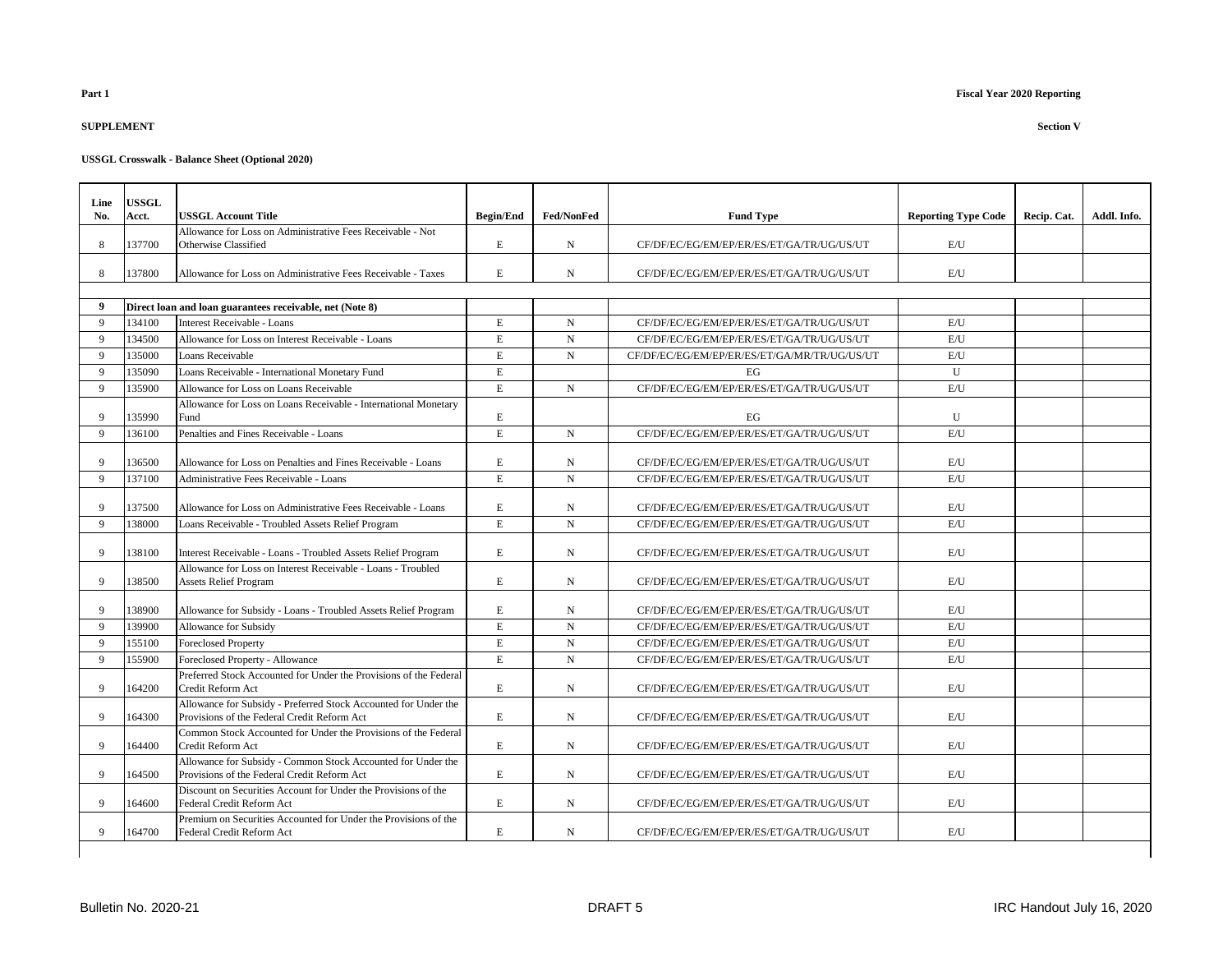**Part 1**

**Fiscal Year 2020 Reporting**

**SUPPLEMENT**

**Section V**

**USSGL Crosswalk - Balance Sheet (Optional 2020)**

| Line No. | USSGL Acct. | USSGL Account Title | Begin/End | Fed/NonFed | Fund Type | Reporting Type Code | Recip. Cat. | Addl. Info. |
|---|---|---|---|---|---|---|---|---|
| 8 | 137700 | Allowance for Loss on Administrative Fees Receivable - Not Otherwise Classified | E | N | CF/DF/EC/EG/EM/EP/ER/ES/ET/GA/TR/UG/US/UT | E/U | | |
| 8 | 137800 | Allowance for Loss on Administrative Fees Receivable - Taxes | E | N | CF/DF/EC/EG/EM/EP/ER/ES/ET/GA/TR/UG/US/UT | E/U | | |
| | | | | | | | | |
| **9** | **Direct loan and loan guarantees receivable, net (Note 8)** | | | | | | | |
| 9 | 134100 | Interest Receivable - Loans | E | N | CF/DF/EC/EG/EM/EP/ER/ES/ET/GA/TR/UG/US/UT | E/U | | |
| 9 | 134500 | Allowance for Loss on Interest Receivable - Loans | E | N | CF/DF/EC/EG/EM/EP/ER/ES/ET/GA/TR/UG/US/UT | E/U | | |
| 9 | 135000 | Loans Receivable | E | N | CF/DF/EC/EG/EM/EP/ER/ES/ET/GA/MR/TR/UG/US/UT | E/U | | |
| 9 | 135090 | Loans Receivable - International Monetary Fund | E | | EG | U | | |
| 9 | 135900 | Allowance for Loss on Loans Receivable | E | N | CF/DF/EC/EG/EM/EP/ER/ES/ET/GA/TR/UG/US/UT | E/U | | |
| 9 | 135990 | Allowance for Loss on Loans Receivable - International Monetary Fund | E | | EG | U | | |
| 9 | 136100 | Penalties and Fines Receivable - Loans | E | N | CF/DF/EC/EG/EM/EP/ER/ES/ET/GA/TR/UG/US/UT | E/U | | |
| 9 | 136500 | Allowance for Loss on Penalties and Fines Receivable - Loans | E | N | CF/DF/EC/EG/EM/EP/ER/ES/ET/GA/TR/UG/US/UT | E/U | | |
| 9 | 137100 | Administrative Fees Receivable - Loans | E | N | CF/DF/EC/EG/EM/EP/ER/ES/ET/GA/TR/UG/US/UT | E/U | | |
| 9 | 137500 | Allowance for Loss on Administrative Fees Receivable - Loans | E | N | CF/DF/EC/EG/EM/EP/ER/ES/ET/GA/TR/UG/US/UT | E/U | | |
| 9 | 138000 | Loans Receivable - Troubled Assets Relief Program | E | N | CF/DF/EC/EG/EM/EP/ER/ES/ET/GA/TR/UG/US/UT | E/U | | |
| 9 | 138100 | Interest Receivable - Loans - Troubled Assets Relief Program | E | N | CF/DF/EC/EG/EM/EP/ER/ES/ET/GA/TR/UG/US/UT | E/U | | |
| 9 | 138500 | Allowance for Loss on Interest Receivable - Loans - Troubled Assets Relief Program | E | N | CF/DF/EC/EG/EM/EP/ER/ES/ET/GA/TR/UG/US/UT | E/U | | |
| 9 | 138900 | Allowance for Subsidy - Loans - Troubled Assets Relief Program | E | N | CF/DF/EC/EG/EM/EP/ER/ES/ET/GA/TR/UG/US/UT | E/U | | |
| 9 | 139900 | Allowance for Subsidy | E | N | CF/DF/EC/EG/EM/EP/ER/ES/ET/GA/TR/UG/US/UT | E/U | | |
| 9 | 155100 | Foreclosed Property | E | N | CF/DF/EC/EG/EM/EP/ER/ES/ET/GA/TR/UG/US/UT | E/U | | |
| 9 | 155900 | Foreclosed Property - Allowance | E | N | CF/DF/EC/EG/EM/EP/ER/ES/ET/GA/TR/UG/US/UT | E/U | | |
| 9 | 164200 | Preferred Stock Accounted for Under the Provisions of the Federal Credit Reform Act | E | N | CF/DF/EC/EG/EM/EP/ER/ES/ET/GA/TR/UG/US/UT | E/U | | |
| 9 | 164300 | Allowance for Subsidy - Preferred Stock Accounted for Under the Provisions of the Federal Credit Reform Act | E | N | CF/DF/EC/EG/EM/EP/ER/ES/ET/GA/TR/UG/US/UT | E/U | | |
| 9 | 164400 | Common Stock Accounted for Under the Provisions of the Federal Credit Reform Act | E | N | CF/DF/EC/EG/EM/EP/ER/ES/ET/GA/TR/UG/US/UT | E/U | | |
| 9 | 164500 | Allowance for Subsidy - Common Stock Accounted for Under the Provisions of the Federal Credit Reform Act | E | N | CF/DF/EC/EG/EM/EP/ER/ES/ET/GA/TR/UG/US/UT | E/U | | |
| 9 | 164600 | Discount on Securities Account for Under the Provisions of the Federal Credit Reform Act | E | N | CF/DF/EC/EG/EM/EP/ER/ES/ET/GA/TR/UG/US/UT | E/U | | |
| 9 | 164700 | Premium on Securities Accounted for Under the Provisions of the Federal Credit Reform Act | E | N | CF/DF/EC/EG/EM/EP/ER/ES/ET/GA/TR/UG/US/UT | E/U | | |

Bulletin No. 2020-21 DRAFT 5 IRC Handout July 16, 2020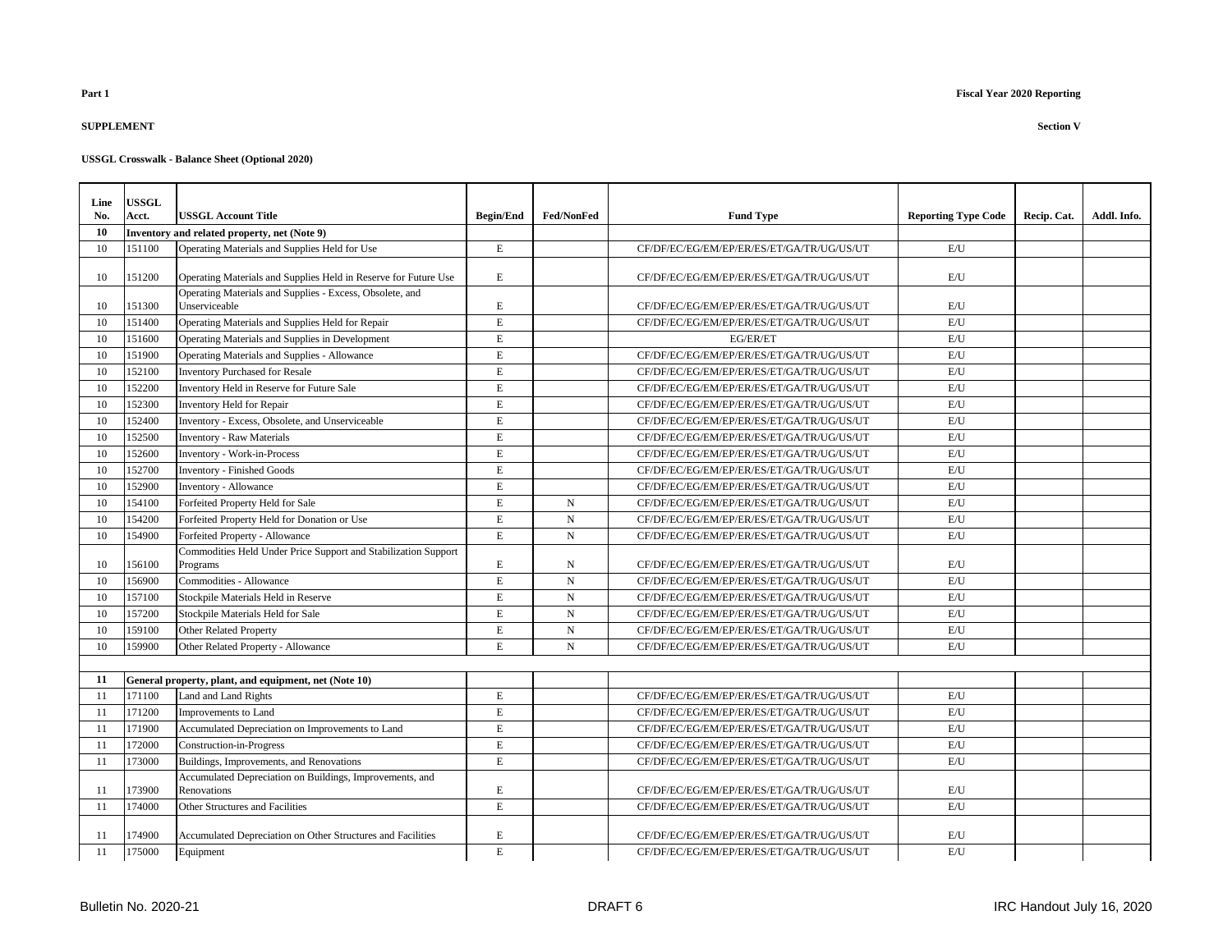**Part 1**

**Fiscal Year 2020 Reporting**

**SUPPLEMENT**

**Section V**

**USSGL Crosswalk - Balance Sheet (Optional 2020)**

| Line No. | USSGL Acct. | USSGL Account Title | Begin/End | Fed/NonFed | Fund Type | Reporting Type Code | Recip. Cat. | Addl. Info. |
|---|---|---|---|---|---|---|---|---|
| **10** | **Inventory and related property, net (Note 9)** | | | | | | | |
| 10 | 151100 | Operating Materials and Supplies Held for Use | E | | CF/DF/EC/EG/EM/EP/ER/ES/ET/GA/TR/UG/US/UT | E/U | | |
| 10 | 151200 | Operating Materials and Supplies Held in Reserve for Future Use | E | | CF/DF/EC/EG/EM/EP/ER/ES/ET/GA/TR/UG/US/UT | E/U | | |
| 10 | 151300 | Operating Materials and Supplies - Excess, Obsolete, and Unserviceable | E | | CF/DF/EC/EG/EM/EP/ER/ES/ET/GA/TR/UG/US/UT | E/U | | |
| 10 | 151400 | Operating Materials and Supplies Held for Repair | E | | CF/DF/EC/EG/EM/EP/ER/ES/ET/GA/TR/UG/US/UT | E/U | | |
| 10 | 151600 | Operating Materials and Supplies in Development | E | | EG/ER/ET | E/U | | |
| 10 | 151900 | Operating Materials and Supplies - Allowance | E | | CF/DF/EC/EG/EM/EP/ER/ES/ET/GA/TR/UG/US/UT | E/U | | |
| 10 | 152100 | Inventory Purchased for Resale | E | | CF/DF/EC/EG/EM/EP/ER/ES/ET/GA/TR/UG/US/UT | E/U | | |
| 10 | 152200 | Inventory Held in Reserve for Future Sale | E | | CF/DF/EC/EG/EM/EP/ER/ES/ET/GA/TR/UG/US/UT | E/U | | |
| 10 | 152300 | Inventory Held for Repair | E | | CF/DF/EC/EG/EM/EP/ER/ES/ET/GA/TR/UG/US/UT | E/U | | |
| 10 | 152400 | Inventory - Excess, Obsolete, and Unserviceable | E | | CF/DF/EC/EG/EM/EP/ER/ES/ET/GA/TR/UG/US/UT | E/U | | |
| 10 | 152500 | Inventory - Raw Materials | E | | CF/DF/EC/EG/EM/EP/ER/ES/ET/GA/TR/UG/US/UT | E/U | | |
| 10 | 152600 | Inventory - Work-in-Process | E | | CF/DF/EC/EG/EM/EP/ER/ES/ET/GA/TR/UG/US/UT | E/U | | |
| 10 | 152700 | Inventory - Finished Goods | E | | CF/DF/EC/EG/EM/EP/ER/ES/ET/GA/TR/UG/US/UT | E/U | | |
| 10 | 152900 | Inventory - Allowance | E | | CF/DF/EC/EG/EM/EP/ER/ES/ET/GA/TR/UG/US/UT | E/U | | |
| 10 | 154100 | Forfeited Property Held for Sale | E | N | CF/DF/EC/EG/EM/EP/ER/ES/ET/GA/TR/UG/US/UT | E/U | | |
| 10 | 154200 | Forfeited Property Held for Donation or Use | E | N | CF/DF/EC/EG/EM/EP/ER/ES/ET/GA/TR/UG/US/UT | E/U | | |
| 10 | 154900 | Forfeited Property - Allowance | E | N | CF/DF/EC/EG/EM/EP/ER/ES/ET/GA/TR/UG/US/UT | E/U | | |
| 10 | 156100 | Commodities Held Under Price Support and Stabilization Support Programs | E | N | CF/DF/EC/EG/EM/EP/ER/ES/ET/GA/TR/UG/US/UT | E/U | | |
| 10 | 156900 | Commodities - Allowance | E | N | CF/DF/EC/EG/EM/EP/ER/ES/ET/GA/TR/UG/US/UT | E/U | | |
| 10 | 157100 | Stockpile Materials Held in Reserve | E | N | CF/DF/EC/EG/EM/EP/ER/ES/ET/GA/TR/UG/US/UT | E/U | | |
| 10 | 157200 | Stockpile Materials Held for Sale | E | N | CF/DF/EC/EG/EM/EP/ER/ES/ET/GA/TR/UG/US/UT | E/U | | |
| 10 | 159100 | Other Related Property | E | N | CF/DF/EC/EG/EM/EP/ER/ES/ET/GA/TR/UG/US/UT | E/U | | |
| 10 | 159900 | Other Related Property - Allowance | E | N | CF/DF/EC/EG/EM/EP/ER/ES/ET/GA/TR/UG/US/UT | E/U | | |
| | | | | | | | | |
| **11** | **General property, plant, and equipment, net (Note 10)** | | | | | | | |
| 11 | 171100 | Land and Land Rights | E | | CF/DF/EC/EG/EM/EP/ER/ES/ET/GA/TR/UG/US/UT | E/U | | |
| 11 | 171200 | Improvements to Land | E | | CF/DF/EC/EG/EM/EP/ER/ES/ET/GA/TR/UG/US/UT | E/U | | |
| 11 | 171900 | Accumulated Depreciation on Improvements to Land | E | | CF/DF/EC/EG/EM/EP/ER/ES/ET/GA/TR/UG/US/UT | E/U | | |
| 11 | 172000 | Construction-in-Progress | E | | CF/DF/EC/EG/EM/EP/ER/ES/ET/GA/TR/UG/US/UT | E/U | | |
| 11 | 173000 | Buildings, Improvements, and Renovations | E | | CF/DF/EC/EG/EM/EP/ER/ES/ET/GA/TR/UG/US/UT | E/U | | |
| 11 | 173900 | Accumulated Depreciation on Buildings, Improvements, and Renovations | E | | CF/DF/EC/EG/EM/EP/ER/ES/ET/GA/TR/UG/US/UT | E/U | | |
| 11 | 174000 | Other Structures and Facilities | E | | CF/DF/EC/EG/EM/EP/ER/ES/ET/GA/TR/UG/US/UT | E/U | | |
| 11 | 174900 | Accumulated Depreciation on Other Structures and Facilities | E | | CF/DF/EC/EG/EM/EP/ER/ES/ET/GA/TR/UG/US/UT | E/U | | |
| 11 | 175000 | Equipment | E | | CF/DF/EC/EG/EM/EP/ER/ES/ET/GA/TR/UG/US/UT | E/U | | |

Bulletin No. 2020-21 DRAFT 6 IRC Handout July 16, 2020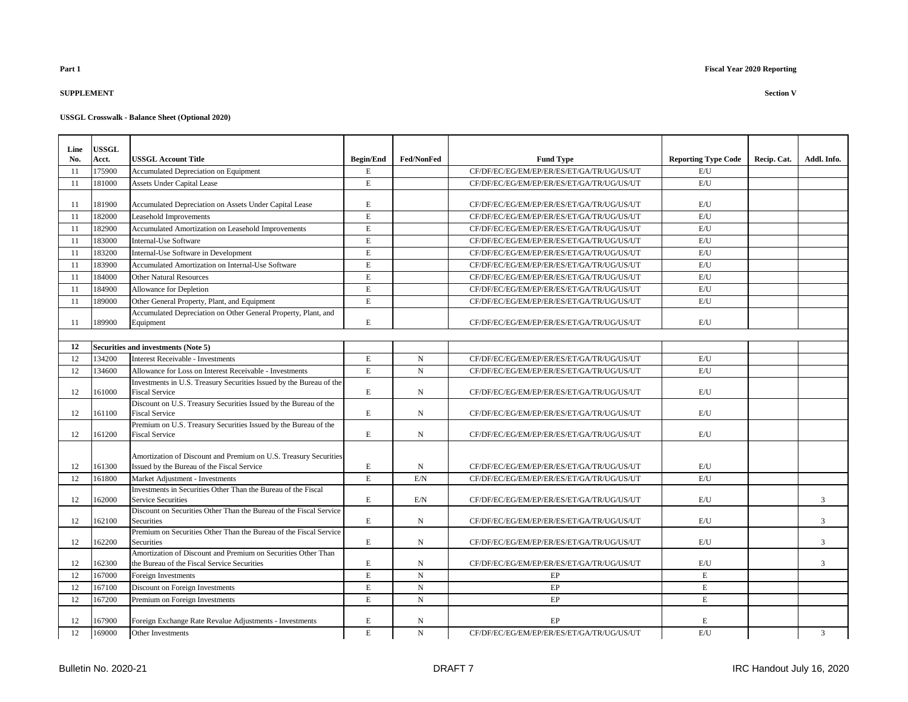**Part 1** **Fiscal Year 2020 Reporting**

**SUPPLEMENT** **Section V**

**USSGL Crosswalk - Balance Sheet (Optional 2020)**

| Line No. | USSGL Acct. | USSGL Account Title | Begin/End | Fed/NonFed | Fund Type | Reporting Type Code | Recip. Cat. | Addl. Info. |
|---|---|---|---|---|---|---|---|---|
| 11 | 175900 | Accumulated Depreciation on Equipment | E | | CF/DF/EC/EG/EM/EP/ER/ES/ET/GA/TR/UG/US/UT | E/U | | |
| 11 | 181000 | Assets Under Capital Lease | E | | CF/DF/EC/EG/EM/EP/ER/ES/ET/GA/TR/UG/US/UT | E/U | | |
| 11 | 181900 | Accumulated Depreciation on Assets Under Capital Lease | E | | CF/DF/EC/EG/EM/EP/ER/ES/ET/GA/TR/UG/US/UT | E/U | | |
| 11 | 182000 | Leasehold Improvements | E | | CF/DF/EC/EG/EM/EP/ER/ES/ET/GA/TR/UG/US/UT | E/U | | |
| 11 | 182900 | Accumulated Amortization on Leasehold Improvements | E | | CF/DF/EC/EG/EM/EP/ER/ES/ET/GA/TR/UG/US/UT | E/U | | |
| 11 | 183000 | Internal-Use Software | E | | CF/DF/EC/EG/EM/EP/ER/ES/ET/GA/TR/UG/US/UT | E/U | | |
| 11 | 183200 | Internal-Use Software in Development | E | | CF/DF/EC/EG/EM/EP/ER/ES/ET/GA/TR/UG/US/UT | E/U | | |
| 11 | 183900 | Accumulated Amortization on Internal-Use Software | E | | CF/DF/EC/EG/EM/EP/ER/ES/ET/GA/TR/UG/US/UT | E/U | | |
| 11 | 184000 | Other Natural Resources | E | | CF/DF/EC/EG/EM/EP/ER/ES/ET/GA/TR/UG/US/UT | E/U | | |
| 11 | 184900 | Allowance for Depletion | E | | CF/DF/EC/EG/EM/EP/ER/ES/ET/GA/TR/UG/US/UT | E/U | | |
| 11 | 189000 | Other General Property, Plant, and Equipment | E | | CF/DF/EC/EG/EM/EP/ER/ES/ET/GA/TR/UG/US/UT | E/U | | |
| 11 | 189900 | Accumulated Depreciation on Other General Property, Plant, and Equipment | E | | CF/DF/EC/EG/EM/EP/ER/ES/ET/GA/TR/UG/US/UT | E/U | | |
| | | | | | | | | |
| **12** | **Securities and investments (Note 5)** | | | | | | | |
| 12 | 134200 | Interest Receivable - Investments | E | N | CF/DF/EC/EG/EM/EP/ER/ES/ET/GA/TR/UG/US/UT | E/U | | |
| 12 | 134600 | Allowance for Loss on Interest Receivable - Investments | E | N | CF/DF/EC/EG/EM/EP/ER/ES/ET/GA/TR/UG/US/UT | E/U | | |
| 12 | 161000 | Investments in U.S. Treasury Securities Issued by the Bureau of the Fiscal Service | E | N | CF/DF/EC/EG/EM/EP/ER/ES/ET/GA/TR/UG/US/UT | E/U | | |
| 12 | 161100 | Discount on U.S. Treasury Securities Issued by the Bureau of the Fiscal Service | E | N | CF/DF/EC/EG/EM/EP/ER/ES/ET/GA/TR/UG/US/UT | E/U | | |
| 12 | 161200 | Premium on U.S. Treasury Securities Issued by the Bureau of the Fiscal Service | E | N | CF/DF/EC/EG/EM/EP/ER/ES/ET/GA/TR/UG/US/UT | E/U | | |
| 12 | 161300 | Amortization of Discount and Premium on U.S. Treasury Securities Issued by the Bureau of the Fiscal Service | E | N | CF/DF/EC/EG/EM/EP/ER/ES/ET/GA/TR/UG/US/UT | E/U | | |
| 12 | 161800 | Market Adjustment - Investments | E | E/N | CF/DF/EC/EG/EM/EP/ER/ES/ET/GA/TR/UG/US/UT | E/U | | |
| 12 | 162000 | Investments in Securities Other Than the Bureau of the Fiscal Service Securities | E | E/N | CF/DF/EC/EG/EM/EP/ER/ES/ET/GA/TR/UG/US/UT | E/U | | 3 |
| 12 | 162100 | Discount on Securities Other Than the Bureau of the Fiscal Service Securities | E | N | CF/DF/EC/EG/EM/EP/ER/ES/ET/GA/TR/UG/US/UT | E/U | | 3 |
| 12 | 162200 | Premium on Securities Other Than the Bureau of the Fiscal Service Securities | E | N | CF/DF/EC/EG/EM/EP/ER/ES/ET/GA/TR/UG/US/UT | E/U | | 3 |
| 12 | 162300 | Amortization of Discount and Premium on Securities Other Than the Bureau of the Fiscal Service Securities | E | N | CF/DF/EC/EG/EM/EP/ER/ES/ET/GA/TR/UG/US/UT | E/U | | 3 |
| 12 | 167000 | Foreign Investments | E | N | EP | E | | |
| 12 | 167100 | Discount on Foreign Investments | E | N | EP | E | | |
| 12 | 167200 | Premium on Foreign Investments | E | N | EP | E | | |
| 12 | 167900 | Foreign Exchange Rate Revalue Adjustments - Investments | E | N | EP | E | | |
| 12 | 169000 | Other Investments | E | N | CF/DF/EC/EG/EM/EP/ER/ES/ET/GA/TR/UG/US/UT | E/U | | 3 |

Bulletin No. 2020-21 DRAFT 7 IRC Handout July 16, 2020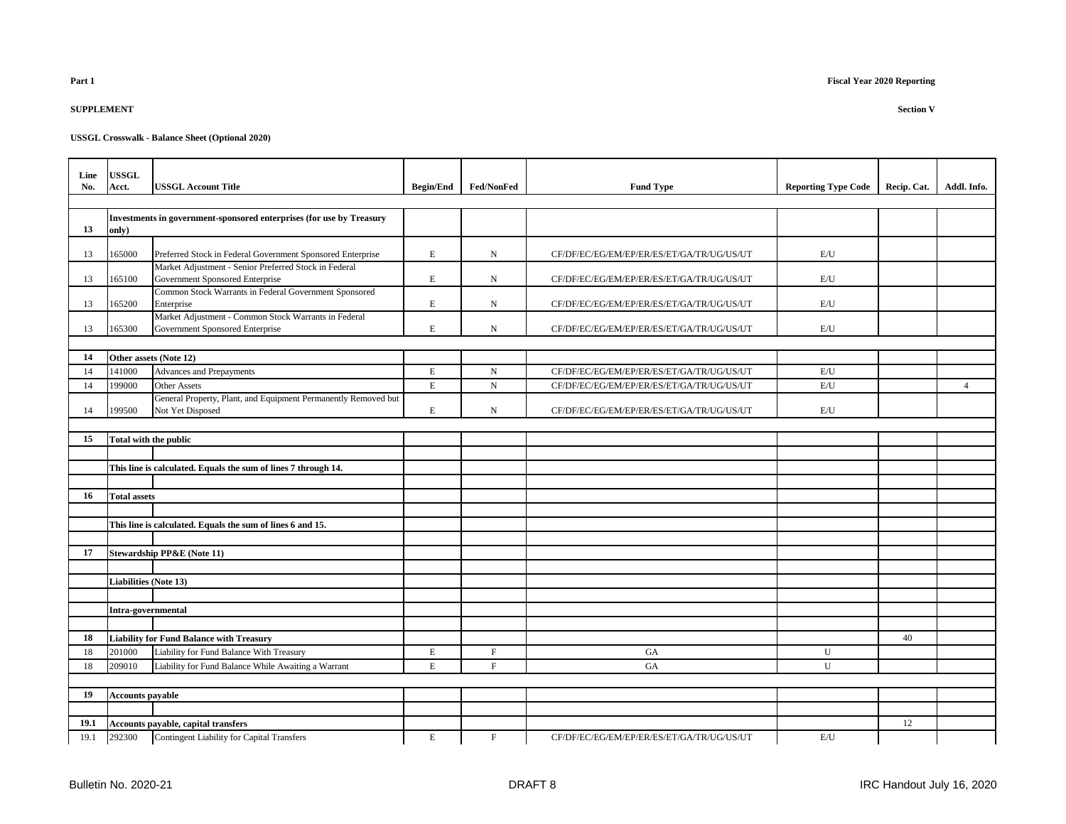**Part 1** **Fiscal Year 2020 Reporting**

**SUPPLEMENT** **Section V**

**USSGL Crosswalk - Balance Sheet (Optional 2020)**

| Line No. | USSGL Acct. | USSGL Account Title | Begin/End | Fed/NonFed | Fund Type | Reporting Type Code | Recip. Cat. | Addl. Info. |
|---|---|---|---|---|---|---|---|---|
| **13** | **Investments in government-sponsored enterprises (for use by Treasury only)** | | | | | | | |
| 13 | 165000 | Preferred Stock in Federal Government Sponsored Enterprise | E | N | CF/DF/EC/EG/EM/EP/ER/ES/ET/GA/TR/UG/US/UT | E/U | | |
| 13 | 165100 | Market Adjustment - Senior Preferred Stock in Federal Government Sponsored Enterprise | E | N | CF/DF/EC/EG/EM/EP/ER/ES/ET/GA/TR/UG/US/UT | E/U | | |
| 13 | 165200 | Common Stock Warrants in Federal Government Sponsored Enterprise | E | N | CF/DF/EC/EG/EM/EP/ER/ES/ET/GA/TR/UG/US/UT | E/U | | |
| 13 | 165300 | Market Adjustment - Common Stock Warrants in Federal Government Sponsored Enterprise | E | N | CF/DF/EC/EG/EM/EP/ER/ES/ET/GA/TR/UG/US/UT | E/U | | |
| **14** | **Other assets (Note 12)** | | | | | | | |
| 14 | 141000 | Advances and Prepayments | E | N | CF/DF/EC/EG/EM/EP/ER/ES/ET/GA/TR/UG/US/UT | E/U | | |
| 14 | 199000 | Other Assets | E | N | CF/DF/EC/EG/EM/EP/ER/ES/ET/GA/TR/UG/US/UT | E/U | | 4 |
| 14 | 199500 | General Property, Plant, and Equipment Permanently Removed but Not Yet Disposed | E | N | CF/DF/EC/EG/EM/EP/ER/ES/ET/GA/TR/UG/US/UT | E/U | | |
| **15** | **Total with the public** | | | | | | | |
| | **This line is calculated. Equals the sum of lines 7 through 14.** | | | | | | | |
| **16** | **Total assets** | | | | | | | |
| | **This line is calculated. Equals the sum of lines 6 and 15.** | | | | | | | |
| **17** | **Stewardship PP&E (Note 11)** | | | | | | | |
| | **Liabilities (Note 13)** | | | | | | | |
| | **Intra-governmental** | | | | | | | |
| **18** | **Liability for Fund Balance with Treasury** | | | | | | 40 | |
| 18 | 201000 | Liability for Fund Balance With Treasury | E | F | GA | U | | |
| 18 | 209010 | Liability for Fund Balance While Awaiting a Warrant | E | F | GA | U | | |
| **19** | **Accounts payable** | | | | | | | |
| **19.1** | **Accounts payable, capital transfers** | | | | | | 12 | |
| 19.1 | 292300 | Contingent Liability for Capital Transfers | E | F | CF/DF/EC/EG/EM/EP/ER/ES/ET/GA/TR/UG/US/UT | E/U | | |

Bulletin No. 2020-21 DRAFT 8 IRC Handout July 16, 2020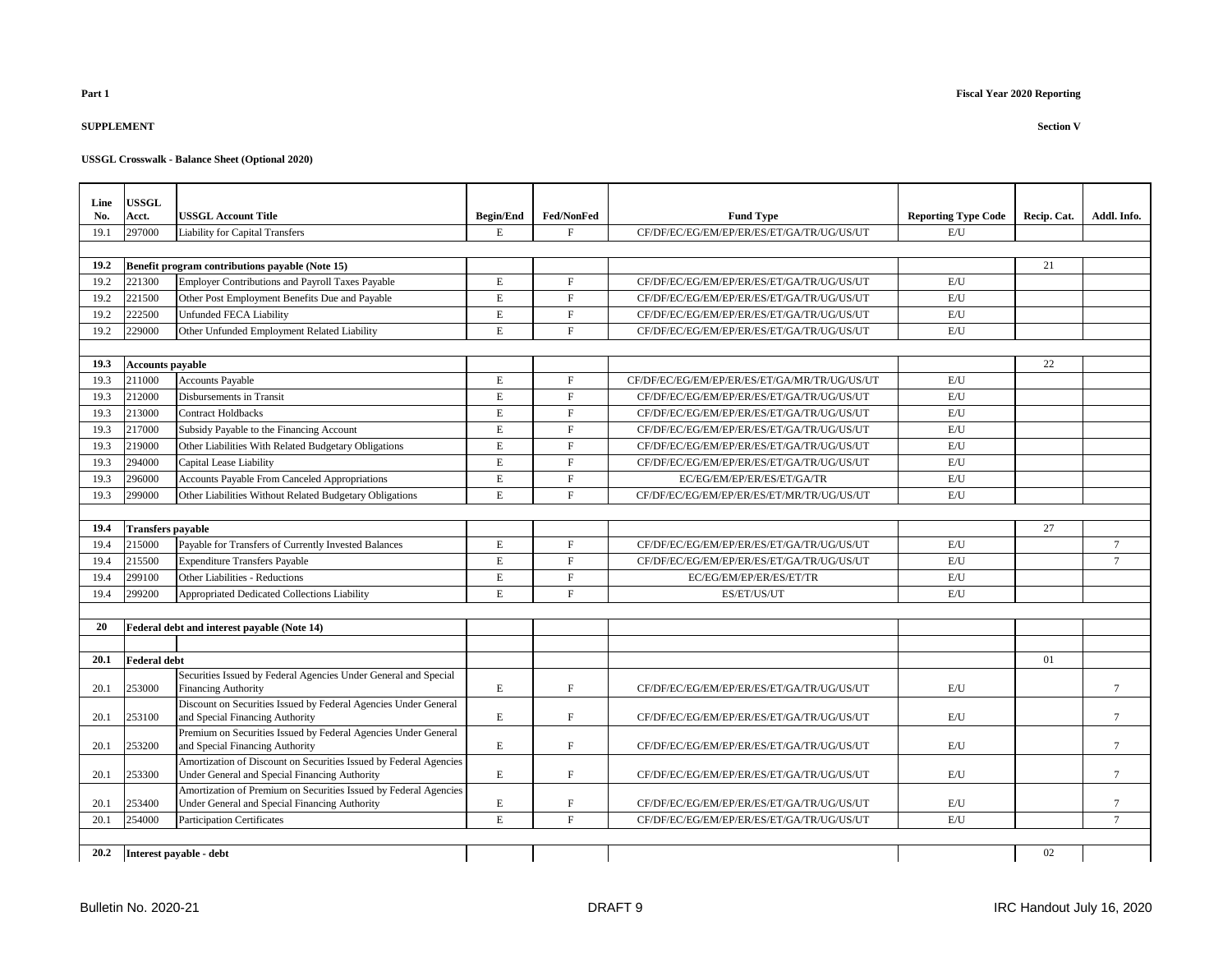**Part 1**

**Fiscal Year 2020 Reporting**

**SUPPLEMENT**

**Section V**

**USSGL Crosswalk - Balance Sheet (Optional 2020)**

| Line No. | USSGL Acct. | USSGL Account Title | Begin/End | Fed/NonFed | Fund Type | Reporting Type Code | Recip. Cat. | Addl. Info. |
|---|---|---|---|---|---|---|---|---|
| 19.1 | 297000 | Liability for Capital Transfers | E | F | CF/DF/EC/EG/EM/EP/ER/ES/ET/GA/TR/UG/US/UT | E/U | | |
| | | | | | | | | |
| **19.2** | **Benefit program contributions payable (Note 15)** | | | | | | 21 | |
| 19.2 | 221300 | Employer Contributions and Payroll Taxes Payable | E | F | CF/DF/EC/EG/EM/EP/ER/ES/ET/GA/TR/UG/US/UT | E/U | | |
| 19.2 | 221500 | Other Post Employment Benefits Due and Payable | E | F | CF/DF/EC/EG/EM/EP/ER/ES/ET/GA/TR/UG/US/UT | E/U | | |
| 19.2 | 222500 | Unfunded FECA Liability | E | F | CF/DF/EC/EG/EM/EP/ER/ES/ET/GA/TR/UG/US/UT | E/U | | |
| 19.2 | 229000 | Other Unfunded Employment Related Liability | E | F | CF/DF/EC/EG/EM/EP/ER/ES/ET/GA/TR/UG/US/UT | E/U | | |
| | | | | | | | | |
| **19.3** | **Accounts payable** | | | | | | 22 | |
| 19.3 | 211000 | Accounts Payable | E | F | CF/DF/EC/EG/EM/EP/ER/ES/ET/GA/MR/TR/UG/US/UT | E/U | | |
| 19.3 | 212000 | Disbursements in Transit | E | F | CF/DF/EC/EG/EM/EP/ER/ES/ET/GA/TR/UG/US/UT | E/U | | |
| 19.3 | 213000 | Contract Holdbacks | E | F | CF/DF/EC/EG/EM/EP/ER/ES/ET/GA/TR/UG/US/UT | E/U | | |
| 19.3 | 217000 | Subsidy Payable to the Financing Account | E | F | CF/DF/EC/EG/EM/EP/ER/ES/ET/GA/TR/UG/US/UT | E/U | | |
| 19.3 | 219000 | Other Liabilities With Related Budgetary Obligations | E | F | CF/DF/EC/EG/EM/EP/ER/ES/ET/GA/TR/UG/US/UT | E/U | | |
| 19.3 | 294000 | Capital Lease Liability | E | F | CF/DF/EC/EG/EM/EP/ER/ES/ET/GA/TR/UG/US/UT | E/U | | |
| 19.3 | 296000 | Accounts Payable From Canceled Appropriations | E | F | EC/EG/EM/EP/ER/ES/ET/GA/TR | E/U | | |
| 19.3 | 299000 | Other Liabilities Without Related Budgetary Obligations | E | F | CF/DF/EC/EG/EM/EP/ER/ES/ET/MR/TR/UG/US/UT | E/U | | |
| | | | | | | | | |
| **19.4** | **Transfers payable** | | | | | | 27 | |
| 19.4 | 215000 | Payable for Transfers of Currently Invested Balances | E | F | CF/DF/EC/EG/EM/EP/ER/ES/ET/GA/TR/UG/US/UT | E/U | | 7 |
| 19.4 | 215500 | Expenditure Transfers Payable | E | F | CF/DF/EC/EG/EM/EP/ER/ES/ET/GA/TR/UG/US/UT | E/U | | 7 |
| 19.4 | 299100 | Other Liabilities - Reductions | E | F | EC/EG/EM/EP/ER/ES/ET/TR | E/U | | |
| 19.4 | 299200 | Appropriated Dedicated Collections Liability | E | F | ES/ET/US/UT | E/U | | |
| | | | | | | | | |
| **20** | **Federal debt and interest payable (Note 14)** | | | | | | | |
| | | | | | | | | |
| **20.1** | **Federal debt** | | | | | | 01 | |
| 20.1 | 253000 | Securities Issued by Federal Agencies Under General and Special Financing Authority | E | F | CF/DF/EC/EG/EM/EP/ER/ES/ET/GA/TR/UG/US/UT | E/U | | 7 |
| 20.1 | 253100 | Discount on Securities Issued by Federal Agencies Under General and Special Financing Authority | E | F | CF/DF/EC/EG/EM/EP/ER/ES/ET/GA/TR/UG/US/UT | E/U | | 7 |
| 20.1 | 253200 | Premium on Securities Issued by Federal Agencies Under General and Special Financing Authority | E | F | CF/DF/EC/EG/EM/EP/ER/ES/ET/GA/TR/UG/US/UT | E/U | | 7 |
| 20.1 | 253300 | Amortization of Discount on Securities Issued by Federal Agencies Under General and Special Financing Authority | E | F | CF/DF/EC/EG/EM/EP/ER/ES/ET/GA/TR/UG/US/UT | E/U | | 7 |
| 20.1 | 253400 | Amortization of Premium on Securities Issued by Federal Agencies Under General and Special Financing Authority | E | F | CF/DF/EC/EG/EM/EP/ER/ES/ET/GA/TR/UG/US/UT | E/U | | 7 |
| 20.1 | 254000 | Participation Certificates | E | F | CF/DF/EC/EG/EM/EP/ER/ES/ET/GA/TR/UG/US/UT | E/U | | 7 |
| | | | | | | | | |
| **20.2** | **Interest payable - debt** | | | | | | 02 | |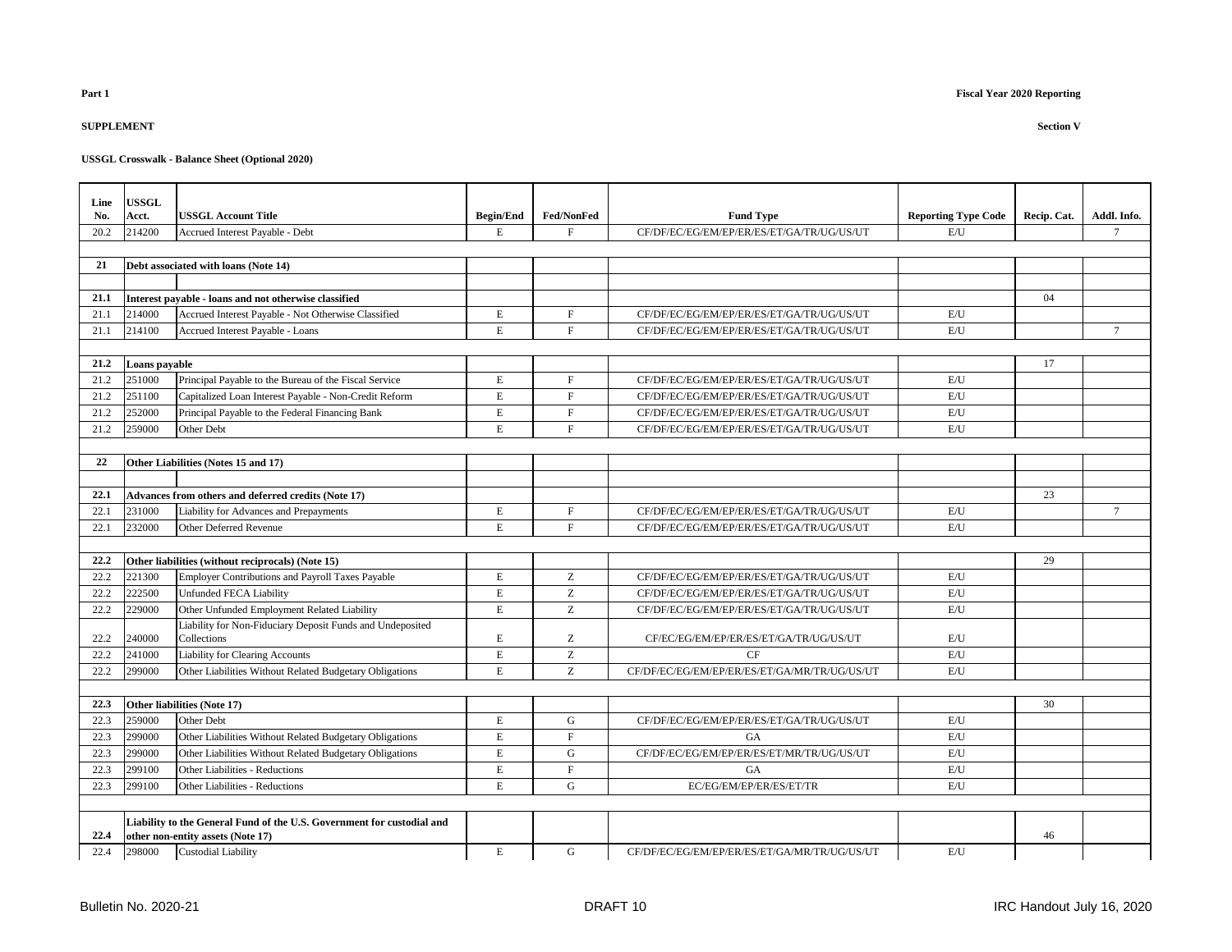**Part 1**

**Fiscal Year 2020 Reporting**

**SUPPLEMENT**

**Section V**

**USSGL Crosswalk - Balance Sheet (Optional 2020)**

| Line No. | USSGL Acct. | USSGL Account Title | Begin/End | Fed/NonFed | Fund Type | Reporting Type Code | Recip. Cat. | Addl. Info. |
|---|---|---|---|---|---|---|---|---|
| 20.2 | 214200 | Accrued Interest Payable - Debt | E | F | CF/DF/EC/EG/EM/EP/ER/ES/ET/GA/TR/UG/US/UT | E/U | | 7 |
| | | | | | | | | |
| **21** | **Debt associated with loans (Note 14)** | | | | | | | |
| | | | | | | | | |
| **21.1** | **Interest payable - loans and not otherwise classified** | | | | | | 04 | |
| 21.1 | 214000 | Accrued Interest Payable - Not Otherwise Classified | E | F | CF/DF/EC/EG/EM/EP/ER/ES/ET/GA/TR/UG/US/UT | E/U | | |
| 21.1 | 214100 | Accrued Interest Payable - Loans | E | F | CF/DF/EC/EG/EM/EP/ER/ES/ET/GA/TR/UG/US/UT | E/U | | 7 |
| | | | | | | | | |
| **21.2** | **Loans payable** | | | | | | 17 | |
| 21.2 | 251000 | Principal Payable to the Bureau of the Fiscal Service | E | F | CF/DF/EC/EG/EM/EP/ER/ES/ET/GA/TR/UG/US/UT | E/U | | |
| 21.2 | 251100 | Capitalized Loan Interest Payable - Non-Credit Reform | E | F | CF/DF/EC/EG/EM/EP/ER/ES/ET/GA/TR/UG/US/UT | E/U | | |
| 21.2 | 252000 | Principal Payable to the Federal Financing Bank | E | F | CF/DF/EC/EG/EM/EP/ER/ES/ET/GA/TR/UG/US/UT | E/U | | |
| 21.2 | 259000 | Other Debt | E | F | CF/DF/EC/EG/EM/EP/ER/ES/ET/GA/TR/UG/US/UT | E/U | | |
| | | | | | | | | |
| **22** | **Other Liabilities (Notes 15 and 17)** | | | | | | | |
| | | | | | | | | |
| **22.1** | **Advances from others and deferred credits (Note 17)** | | | | | | 23 | |
| 22.1 | 231000 | Liability for Advances and Prepayments | E | F | CF/DF/EC/EG/EM/EP/ER/ES/ET/GA/TR/UG/US/UT | E/U | | 7 |
| 22.1 | 232000 | Other Deferred Revenue | E | F | CF/DF/EC/EG/EM/EP/ER/ES/ET/GA/TR/UG/US/UT | E/U | | |
| | | | | | | | | |
| **22.2** | **Other liabilities (without reciprocals) (Note 15)** | | | | | | 29 | |
| 22.2 | 221300 | Employer Contributions and Payroll Taxes Payable | E | Z | CF/DF/EC/EG/EM/EP/ER/ES/ET/GA/TR/UG/US/UT | E/U | | |
| 22.2 | 222500 | Unfunded FECA Liability | E | Z | CF/DF/EC/EG/EM/EP/ER/ES/ET/GA/TR/UG/US/UT | E/U | | |
| 22.2 | 229000 | Other Unfunded Employment Related Liability | E | Z | CF/DF/EC/EG/EM/EP/ER/ES/ET/GA/TR/UG/US/UT | E/U | | |
| 22.2 | 240000 | Liability for Non-Fiduciary Deposit Funds and Undeposited Collections | E | Z | CF/EC/EG/EM/EP/ER/ES/ET/GA/TR/UG/US/UT | E/U | | |
| 22.2 | 241000 | Liability for Clearing Accounts | E | Z | CF | E/U | | |
| 22.2 | 299000 | Other Liabilities Without Related Budgetary Obligations | E | Z | CF/DF/EC/EG/EM/EP/ER/ES/ET/GA/MR/TR/UG/US/UT | E/U | | |
| | | | | | | | | |
| **22.3** | **Other liabilities (Note 17)** | | | | | | 30 | |
| 22.3 | 259000 | Other Debt | E | G | CF/DF/EC/EG/EM/EP/ER/ES/ET/GA/TR/UG/US/UT | E/U | | |
| 22.3 | 299000 | Other Liabilities Without Related Budgetary Obligations | E | F | GA | E/U | | |
| 22.3 | 299000 | Other Liabilities Without Related Budgetary Obligations | E | G | CF/DF/EC/EG/EM/EP/ER/ES/ET/MR/TR/UG/US/UT | E/U | | |
| 22.3 | 299100 | Other Liabilities - Reductions | E | F | GA | E/U | | |
| 22.3 | 299100 | Other Liabilities - Reductions | E | G | EC/EG/EM/EP/ER/ES/ET/TR | E/U | | |
| | | | | | | | | |
| **22.4** | **Liability to the General Fund of the U.S. Government for custodial and other non-entity assets (Note 17)** | | | | | | 46 | |
| 22.4 | 298000 | Custodial Liability | E | G | CF/DF/EC/EG/EM/EP/ER/ES/ET/GA/MR/TR/UG/US/UT | E/U | | |

Bulletin No. 2020-21 DRAFT 10 IRC Handout July 16, 2020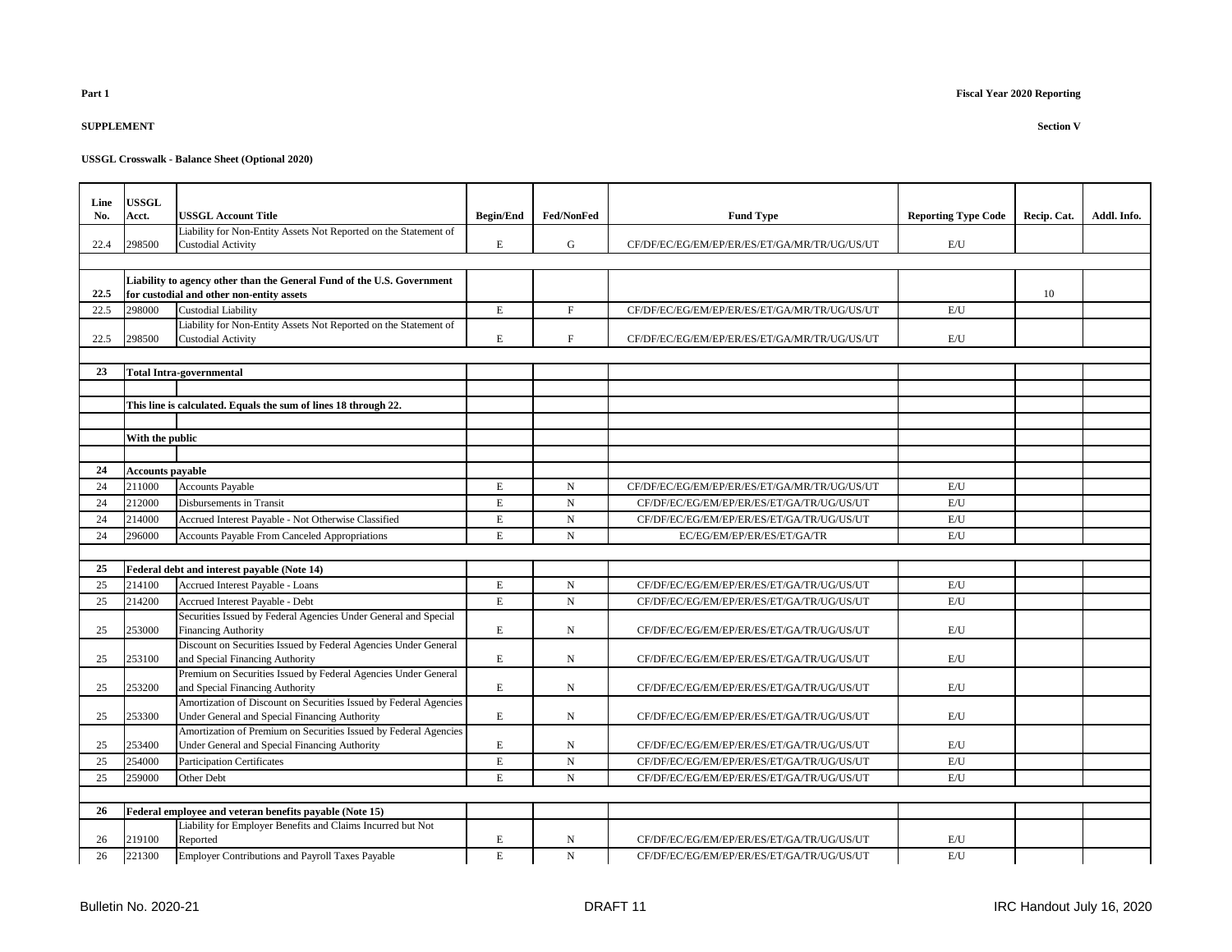**Part 1**

**Fiscal Year 2020 Reporting**

**SUPPLEMENT**

**Section V**

**USSGL Crosswalk - Balance Sheet (Optional 2020)**

| Line No. | USSGL Acct. | USSGL Account Title | Begin/End | Fed/NonFed | Fund Type | Reporting Type Code | Recip. Cat. | Addl. Info. |
|---|---|---|---|---|---|---|---|---|
| 22.4 | 298500 | Liability for Non-Entity Assets Not Reported on the Statement of Custodial Activity | E | G | CF/DF/EC/EG/EM/EP/ER/ES/ET/GA/MR/TR/UG/US/UT | E/U | | |
| | | | | | | | | |
| **22.5** | | **Liability to agency other than the General Fund of the U.S. Government for custodial and other non-entity assets** | | | | | 10 | |
| 22.5 | 298000 | Custodial Liability | E | F | CF/DF/EC/EG/EM/EP/ER/ES/ET/GA/MR/TR/UG/US/UT | E/U | | |
| 22.5 | 298500 | Liability for Non-Entity Assets Not Reported on the Statement of Custodial Activity | E | F | CF/DF/EC/EG/EM/EP/ER/ES/ET/GA/MR/TR/UG/US/UT | E/U | | |
| | | | | | | | | |
| **23** | **Total Intra-governmental** | | | | | | | |
| | | | | | | | | |
| | **This line is calculated. Equals the sum of lines 18 through 22.** | | | | | | | |
| | | | | | | | | |
| | **With the public** | | | | | | | |
| | | | | | | | | |
| **24** | **Accounts payable** | | | | | | | |
| 24 | 211000 | Accounts Payable | E | N | CF/DF/EC/EG/EM/EP/ER/ES/ET/GA/MR/TR/UG/US/UT | E/U | | |
| 24 | 212000 | Disbursements in Transit | E | N | CF/DF/EC/EG/EM/EP/ER/ES/ET/GA/TR/UG/US/UT | E/U | | |
| 24 | 214000 | Accrued Interest Payable - Not Otherwise Classified | E | N | CF/DF/EC/EG/EM/EP/ER/ES/ET/GA/TR/UG/US/UT | E/U | | |
| 24 | 296000 | Accounts Payable From Canceled Appropriations | E | N | EC/EG/EM/EP/ER/ES/ET/GA/TR | E/U | | |
| | | | | | | | | |
| **25** | **Federal debt and interest payable (Note 14)** | | | | | | | |
| 25 | 214100 | Accrued Interest Payable - Loans | E | N | CF/DF/EC/EG/EM/EP/ER/ES/ET/GA/TR/UG/US/UT | E/U | | |
| 25 | 214200 | Accrued Interest Payable - Debt | E | N | CF/DF/EC/EG/EM/EP/ER/ES/ET/GA/TR/UG/US/UT | E/U | | |
| 25 | 253000 | Securities Issued by Federal Agencies Under General and Special Financing Authority | E | N | CF/DF/EC/EG/EM/EP/ER/ES/ET/GA/TR/UG/US/UT | E/U | | |
| 25 | 253100 | Discount on Securities Issued by Federal Agencies Under General and Special Financing Authority | E | N | CF/DF/EC/EG/EM/EP/ER/ES/ET/GA/TR/UG/US/UT | E/U | | |
| 25 | 253200 | Premium on Securities Issued by Federal Agencies Under General and Special Financing Authority | E | N | CF/DF/EC/EG/EM/EP/ER/ES/ET/GA/TR/UG/US/UT | E/U | | |
| 25 | 253300 | Amortization of Discount on Securities Issued by Federal Agencies Under General and Special Financing Authority | E | N | CF/DF/EC/EG/EM/EP/ER/ES/ET/GA/TR/UG/US/UT | E/U | | |
| 25 | 253400 | Amortization of Premium on Securities Issued by Federal Agencies Under General and Special Financing Authority | E | N | CF/DF/EC/EG/EM/EP/ER/ES/ET/GA/TR/UG/US/UT | E/U | | |
| 25 | 254000 | Participation Certificates | E | N | CF/DF/EC/EG/EM/EP/ER/ES/ET/GA/TR/UG/US/UT | E/U | | |
| 25 | 259000 | Other Debt | E | N | CF/DF/EC/EG/EM/EP/ER/ES/ET/GA/TR/UG/US/UT | E/U | | |
| | | | | | | | | |
| **26** | **Federal employee and veteran benefits payable (Note 15)** | | | | | | | |
| 26 | 219100 | Liability for Employer Benefits and Claims Incurred but Not Reported | E | N | CF/DF/EC/EG/EM/EP/ER/ES/ET/GA/TR/UG/US/UT | E/U | | |
| 26 | 221300 | Employer Contributions and Payroll Taxes Payable | E | N | CF/DF/EC/EG/EM/EP/ER/ES/ET/GA/TR/UG/US/UT | E/U | | |

Bulletin No. 2020-21 DRAFT 11 IRC Handout July 16, 2020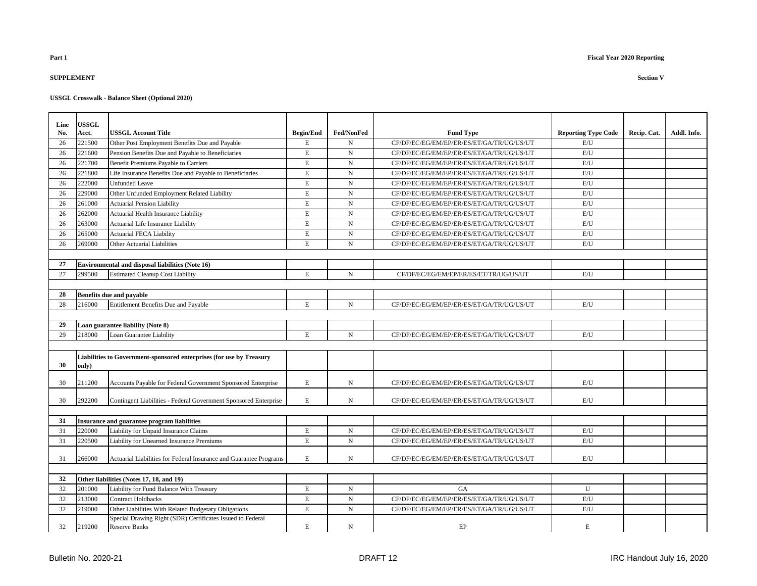**Part 1**

**Fiscal Year 2020 Reporting**

**SUPPLEMENT**

**Section V**

**USSGL Crosswalk - Balance Sheet (Optional 2020)**

| Line No. | USSGL Acct. | USSGL Account Title | Begin/End | Fed/NonFed | Fund Type | Reporting Type Code | Recip. Cat. | Addl. Info. |
|---|---|---|---|---|---|---|---|---|
| 26 | 221500 | Other Post Employment Benefits Due and Payable | E | N | CF/DF/EC/EG/EM/EP/ER/ES/ET/GA/TR/UG/US/UT | E/U | | |
| 26 | 221600 | Pension Benefits Due and Payable to Beneficiaries | E | N | CF/DF/EC/EG/EM/EP/ER/ES/ET/GA/TR/UG/US/UT | E/U | | |
| 26 | 221700 | Benefit Premiums Payable to Carriers | E | N | CF/DF/EC/EG/EM/EP/ER/ES/ET/GA/TR/UG/US/UT | E/U | | |
| 26 | 221800 | Life Insurance Benefits Due and Payable to Beneficiaries | E | N | CF/DF/EC/EG/EM/EP/ER/ES/ET/GA/TR/UG/US/UT | E/U | | |
| 26 | 222000 | Unfunded Leave | E | N | CF/DF/EC/EG/EM/EP/ER/ES/ET/GA/TR/UG/US/UT | E/U | | |
| 26 | 229000 | Other Unfunded Employment Related Liability | E | N | CF/DF/EC/EG/EM/EP/ER/ES/ET/GA/TR/UG/US/UT | E/U | | |
| 26 | 261000 | Actuarial Pension Liability | E | N | CF/DF/EC/EG/EM/EP/ER/ES/ET/GA/TR/UG/US/UT | E/U | | |
| 26 | 262000 | Actuarial Health Insurance Liability | E | N | CF/DF/EC/EG/EM/EP/ER/ES/ET/GA/TR/UG/US/UT | E/U | | |
| 26 | 263000 | Actuarial Life Insurance Liability | E | N | CF/DF/EC/EG/EM/EP/ER/ES/ET/GA/TR/UG/US/UT | E/U | | |
| 26 | 265000 | Actuarial FECA Liability | E | N | CF/DF/EC/EG/EM/EP/ER/ES/ET/GA/TR/UG/US/UT | E/U | | |
| 26 | 269000 | Other Actuarial Liabilities | E | N | CF/DF/EC/EG/EM/EP/ER/ES/ET/GA/TR/UG/US/UT | E/U | | |
| | | | | | | | | |
| **27** | **Environmental and disposal liabilities (Note 16)** | | | | | | | |
| 27 | 299500 | Estimated Cleanup Cost Liability | E | N | CF/DF/EC/EG/EM/EP/ER/ES/ET/TR/UG/US/UT | E/U | | |
| | | | | | | | | |
| **28** | **Benefits due and payable** | | | | | | | |
| 28 | 216000 | Entitlement Benefits Due and Payable | E | N | CF/DF/EC/EG/EM/EP/ER/ES/ET/GA/TR/UG/US/UT | E/U | | |
| | | | | | | | | |
| **29** | **Loan guarantee liability (Note 8)** | | | | | | | |
| 29 | 218000 | Loan Guarantee Liability | E | N | CF/DF/EC/EG/EM/EP/ER/ES/ET/GA/TR/UG/US/UT | E/U | | |
| | | | | | | | | |
| **30** | **Liabilities to Government-sponsored enterprises (for use by Treasury only)** | | | | | | | |
| 30 | 211200 | Accounts Payable for Federal Government Sponsored Enterprise | E | N | CF/DF/EC/EG/EM/EP/ER/ES/ET/GA/TR/UG/US/UT | E/U | | |
| 30 | 292200 | Contingent Liabilities - Federal Government Sponsored Enterprise | E | N | CF/DF/EC/EG/EM/EP/ER/ES/ET/GA/TR/UG/US/UT | E/U | | |
| | | | | | | | | |
| **31** | **Insurance and guarantee program liabilities** | | | | | | | |
| 31 | 220000 | Liability for Unpaid Insurance Claims | E | N | CF/DF/EC/EG/EM/EP/ER/ES/ET/GA/TR/UG/US/UT | E/U | | |
| 31 | 220500 | Liability for Unearned Insurance Premiums | E | N | CF/DF/EC/EG/EM/EP/ER/ES/ET/GA/TR/UG/US/UT | E/U | | |
| 31 | 266000 | Actuarial Liabilities for Federal Insurance and Guarantee Programs | E | N | CF/DF/EC/EG/EM/EP/ER/ES/ET/GA/TR/UG/US/UT | E/U | | |
| | | | | | | | | |
| **32** | **Other liabilities (Notes 17, 18, and 19)** | | | | | | | |
| 32 | 201000 | Liability for Fund Balance With Treasury | E | N | GA | U | | |
| 32 | 213000 | Contract Holdbacks | E | N | CF/DF/EC/EG/EM/EP/ER/ES/ET/GA/TR/UG/US/UT | E/U | | |
| 32 | 219000 | Other Liabilities With Related Budgetary Obligations | E | N | CF/DF/EC/EG/EM/EP/ER/ES/ET/GA/TR/UG/US/UT | E/U | | |
| 32 | 219200 | Special Drawing Right (SDR) Certificates Issued to Federal Reserve Banks | E | N | EP | E | | |

Bulletin No. 2020-21 | DRAFT 12 | IRC Handout July 16, 2020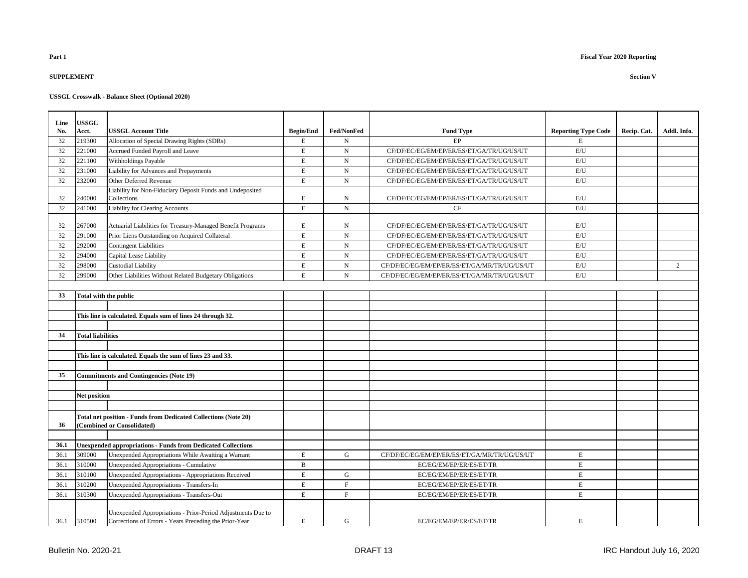**Part 1**

**Fiscal Year 2020 Reporting**

**SUPPLEMENT**

**Section V**

**USSGL Crosswalk - Balance Sheet (Optional 2020)**

| Line No. | USSGL Acct. | USSGL Account Title | Begin/End | Fed/NonFed | Fund Type | Reporting Type Code | Recip. Cat. | Addl. Info. |
|---|---|---|---|---|---|---|---|---|
| 32 | 219300 | Allocation of Special Drawing Rights (SDRs) | E | N | EP | E | | |
| 32 | 221000 | Accrued Funded Payroll and Leave | E | N | CF/DF/EC/EG/EM/EP/ER/ES/ET/GA/TR/UG/US/UT | E/U | | |
| 32 | 221100 | Withholdings Payable | E | N | CF/DF/EC/EG/EM/EP/ER/ES/ET/GA/TR/UG/US/UT | E/U | | |
| 32 | 231000 | Liability for Advances and Prepayments | E | N | CF/DF/EC/EG/EM/EP/ER/ES/ET/GA/TR/UG/US/UT | E/U | | |
| 32 | 232000 | Other Deferred Revenue | E | N | CF/DF/EC/EG/EM/EP/ER/ES/ET/GA/TR/UG/US/UT | E/U | | |
| 32 | 240000 | Liability for Non-Fiduciary Deposit Funds and Undeposited Collections | E | N | CF/DF/EC/EG/EM/EP/ER/ES/ET/GA/TR/UG/US/UT | E/U | | |
| 32 | 241000 | Liability for Clearing Accounts | E | N | CF | E/U | | |
| 32 | 267000 | Actuarial Liabilities for Treasury-Managed Benefit Programs | E | N | CF/DF/EC/EG/EM/EP/ER/ES/ET/GA/TR/UG/US/UT | E/U | | |
| 32 | 291000 | Prior Liens Outstanding on Acquired Collateral | E | N | CF/DF/EC/EG/EM/EP/ER/ES/ET/GA/TR/UG/US/UT | E/U | | |
| 32 | 292000 | Contingent Liabilities | E | N | CF/DF/EC/EG/EM/EP/ER/ES/ET/GA/TR/UG/US/UT | E/U | | |
| 32 | 294000 | Capital Lease Liability | E | N | CF/DF/EC/EG/EM/EP/ER/ES/ET/GA/TR/UG/US/UT | E/U | | |
| 32 | 298000 | Custodial Liability | E | N | CF/DF/EC/EG/EM/EP/ER/ES/ET/GA/MR/TR/UG/US/UT | E/U | | 2 |
| 32 | 299000 | Other Liabilities Without Related Budgetary Obligations | E | N | CF/DF/EC/EG/EM/EP/ER/ES/ET/GA/MR/TR/UG/US/UT | E/U | | |
| | | | | | | | | |
| **33** | **Total with the public** | | | | | | | |
| | | | | | | | | |
| | **This line is calculated. Equals sum of lines 24 through 32.** | | | | | | | |
| | | | | | | | | |
| **34** | **Total liabilities** | | | | | | | |
| | | | | | | | | |
| | **This line is calculated. Equals the sum of lines 23 and 33.** | | | | | | | |
| | | | | | | | | |
| **35** | **Commitments and Contingencies (Note 19)** | | | | | | | |
| | | | | | | | | |
| | **Net position** | | | | | | | |
| | | | | | | | | |
| **36** | **Total net position - Funds from Dedicated Collections (Note 20) (Combined or Consolidated)** | | | | | | | |
| | | | | | | | | |
| **36.1** | **Unexpended appropriations - Funds from Dedicated Collections** | | | | | | | |
| 36.1 | 309000 | Unexpended Appropriations While Awaiting a Warrant | E | G | CF/DF/EC/EG/EM/EP/ER/ES/ET/GA/MR/TR/UG/US/UT | E | | |
| 36.1 | 310000 | Unexpended Appropriations - Cumulative | B | | EC/EG/EM/EP/ER/ES/ET/TR | E | | |
| 36.1 | 310100 | Unexpended Appropriations - Appropriations Received | E | G | EC/EG/EM/EP/ER/ES/ET/TR | E | | |
| 36.1 | 310200 | Unexpended Appropriations - Transfers-In | E | F | EC/EG/EM/EP/ER/ES/ET/TR | E | | |
| 36.1 | 310300 | Unexpended Appropriations - Transfers-Out | E | F | EC/EG/EM/EP/ER/ES/ET/TR | E | | |
| 36.1 | 310500 | Unexpended Appropriations - Prior-Period Adjustments Due to Corrections of Errors - Years Preceding the Prior-Year | E | G | EC/EG/EM/EP/ER/ES/ET/TR | E | | |

Bulletin No. 2020-21 DRAFT 13 IRC Handout July 16, 2020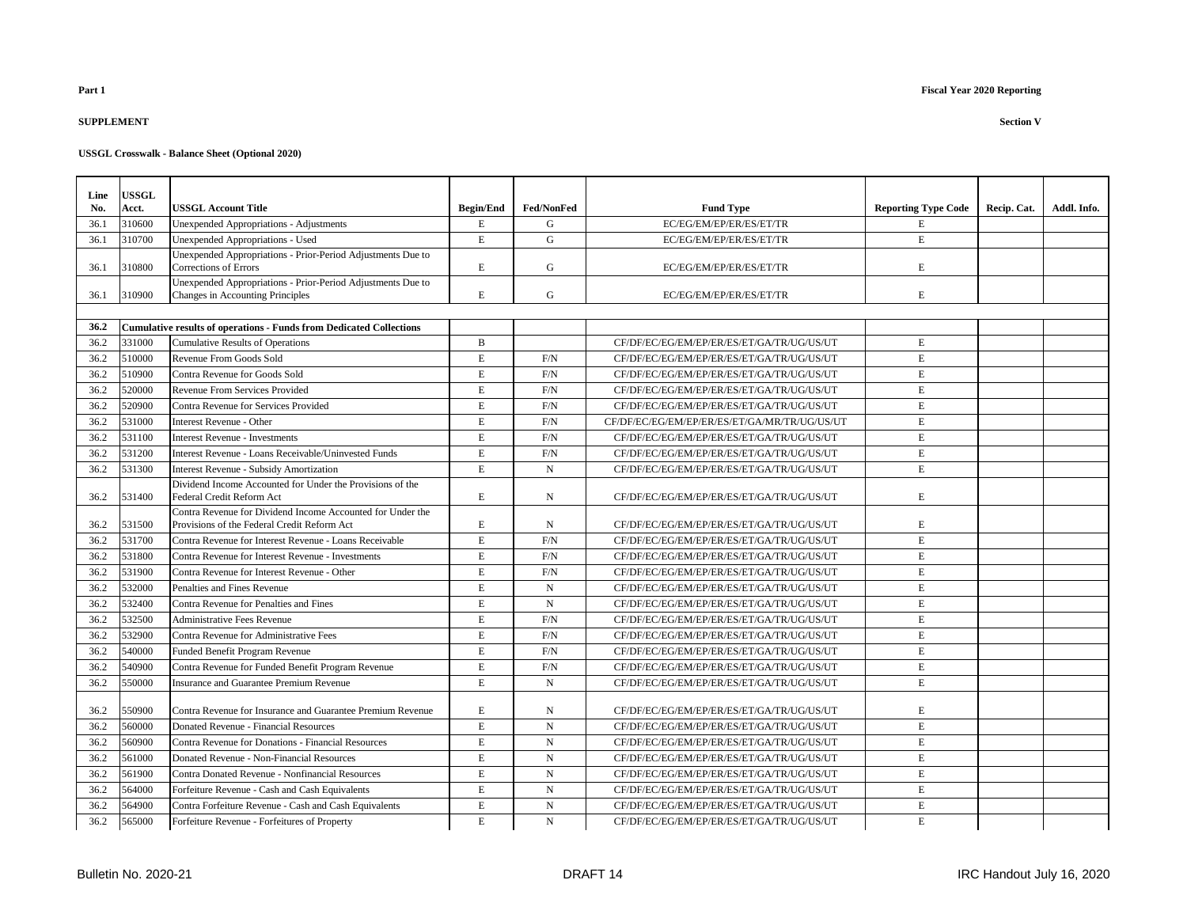**Part 1**

**Fiscal Year 2020 Reporting**

**SUPPLEMENT**

**Section V**

**USSGL Crosswalk - Balance Sheet (Optional 2020)**

| Line No. | USSGL Acct. | USSGL Account Title | Begin/End | Fed/NonFed | Fund Type | Reporting Type Code | Recip. Cat. | Addl. Info. |
|---|---|---|---|---|---|---|---|---|
| 36.1 | 310600 | Unexpended Appropriations - Adjustments | E | G | EC/EG/EM/EP/ER/ES/ET/TR | E | | |
| 36.1 | 310700 | Unexpended Appropriations - Used | E | G | EC/EG/EM/EP/ER/ES/ET/TR | E | | |
| 36.1 | 310800 | Unexpended Appropriations - Prior-Period Adjustments Due to Corrections of Errors | E | G | EC/EG/EM/EP/ER/ES/ET/TR | E | | |
| 36.1 | 310900 | Unexpended Appropriations - Prior-Period Adjustments Due to Changes in Accounting Principles | E | G | EC/EG/EM/EP/ER/ES/ET/TR | E | | |
| | | | | | | | | |
| **36.2** | **Cumulative results of operations - Funds from Dedicated Collections** | | | | | | | |
| 36.2 | 331000 | Cumulative Results of Operations | B | | CF/DF/EC/EG/EM/EP/ER/ES/ET/GA/TR/UG/US/UT | E | | |
| 36.2 | 510000 | Revenue From Goods Sold | E | F/N | CF/DF/EC/EG/EM/EP/ER/ES/ET/GA/TR/UG/US/UT | E | | |
| 36.2 | 510900 | Contra Revenue for Goods Sold | E | F/N | CF/DF/EC/EG/EM/EP/ER/ES/ET/GA/TR/UG/US/UT | E | | |
| 36.2 | 520000 | Revenue From Services Provided | E | F/N | CF/DF/EC/EG/EM/EP/ER/ES/ET/GA/TR/UG/US/UT | E | | |
| 36.2 | 520900 | Contra Revenue for Services Provided | E | F/N | CF/DF/EC/EG/EM/EP/ER/ES/ET/GA/TR/UG/US/UT | E | | |
| 36.2 | 531000 | Interest Revenue - Other | E | F/N | CF/DF/EC/EG/EM/EP/ER/ES/ET/GA/MR/TR/UG/US/UT | E | | |
| 36.2 | 531100 | Interest Revenue - Investments | E | F/N | CF/DF/EC/EG/EM/EP/ER/ES/ET/GA/TR/UG/US/UT | E | | |
| 36.2 | 531200 | Interest Revenue - Loans Receivable/Uninvested Funds | E | F/N | CF/DF/EC/EG/EM/EP/ER/ES/ET/GA/TR/UG/US/UT | E | | |
| 36.2 | 531300 | Interest Revenue - Subsidy Amortization | E | N | CF/DF/EC/EG/EM/EP/ER/ES/ET/GA/TR/UG/US/UT | E | | |
| 36.2 | 531400 | Dividend Income Accounted for Under the Provisions of the Federal Credit Reform Act | E | N | CF/DF/EC/EG/EM/EP/ER/ES/ET/GA/TR/UG/US/UT | E | | |
| 36.2 | 531500 | Contra Revenue for Dividend Income Accounted for Under the Provisions of the Federal Credit Reform Act | E | N | CF/DF/EC/EG/EM/EP/ER/ES/ET/GA/TR/UG/US/UT | E | | |
| 36.2 | 531700 | Contra Revenue for Interest Revenue - Loans Receivable | E | F/N | CF/DF/EC/EG/EM/EP/ER/ES/ET/GA/TR/UG/US/UT | E | | |
| 36.2 | 531800 | Contra Revenue for Interest Revenue - Investments | E | F/N | CF/DF/EC/EG/EM/EP/ER/ES/ET/GA/TR/UG/US/UT | E | | |
| 36.2 | 531900 | Contra Revenue for Interest Revenue - Other | E | F/N | CF/DF/EC/EG/EM/EP/ER/ES/ET/GA/TR/UG/US/UT | E | | |
| 36.2 | 532000 | Penalties and Fines Revenue | E | N | CF/DF/EC/EG/EM/EP/ER/ES/ET/GA/TR/UG/US/UT | E | | |
| 36.2 | 532400 | Contra Revenue for Penalties and Fines | E | N | CF/DF/EC/EG/EM/EP/ER/ES/ET/GA/TR/UG/US/UT | E | | |
| 36.2 | 532500 | Administrative Fees Revenue | E | F/N | CF/DF/EC/EG/EM/EP/ER/ES/ET/GA/TR/UG/US/UT | E | | |
| 36.2 | 532900 | Contra Revenue for Administrative Fees | E | F/N | CF/DF/EC/EG/EM/EP/ER/ES/ET/GA/TR/UG/US/UT | E | | |
| 36.2 | 540000 | Funded Benefit Program Revenue | E | F/N | CF/DF/EC/EG/EM/EP/ER/ES/ET/GA/TR/UG/US/UT | E | | |
| 36.2 | 540900 | Contra Revenue for Funded Benefit Program Revenue | E | F/N | CF/DF/EC/EG/EM/EP/ER/ES/ET/GA/TR/UG/US/UT | E | | |
| 36.2 | 550000 | Insurance and Guarantee Premium Revenue | E | N | CF/DF/EC/EG/EM/EP/ER/ES/ET/GA/TR/UG/US/UT | E | | |
| 36.2 | 550900 | Contra Revenue for Insurance and Guarantee Premium Revenue | E | N | CF/DF/EC/EG/EM/EP/ER/ES/ET/GA/TR/UG/US/UT | E | | |
| 36.2 | 560000 | Donated Revenue - Financial Resources | E | N | CF/DF/EC/EG/EM/EP/ER/ES/ET/GA/TR/UG/US/UT | E | | |
| 36.2 | 560900 | Contra Revenue for Donations - Financial Resources | E | N | CF/DF/EC/EG/EM/EP/ER/ES/ET/GA/TR/UG/US/UT | E | | |
| 36.2 | 561000 | Donated Revenue - Non-Financial Resources | E | N | CF/DF/EC/EG/EM/EP/ER/ES/ET/GA/TR/UG/US/UT | E | | |
| 36.2 | 561900 | Contra Donated Revenue - Nonfinancial Resources | E | N | CF/DF/EC/EG/EM/EP/ER/ES/ET/GA/TR/UG/US/UT | E | | |
| 36.2 | 564000 | Forfeiture Revenue - Cash and Cash Equivalents | E | N | CF/DF/EC/EG/EM/EP/ER/ES/ET/GA/TR/UG/US/UT | E | | |
| 36.2 | 564900 | Contra Forfeiture Revenue - Cash and Cash Equivalents | E | N | CF/DF/EC/EG/EM/EP/ER/ES/ET/GA/TR/UG/US/UT | E | | |
| 36.2 | 565000 | Forfeiture Revenue - Forfeitures of Property | E | N | CF/DF/EC/EG/EM/EP/ER/ES/ET/GA/TR/UG/US/UT | E | | |

Bulletin No. 2020-21 DRAFT 14 IRC Handout July 16, 2020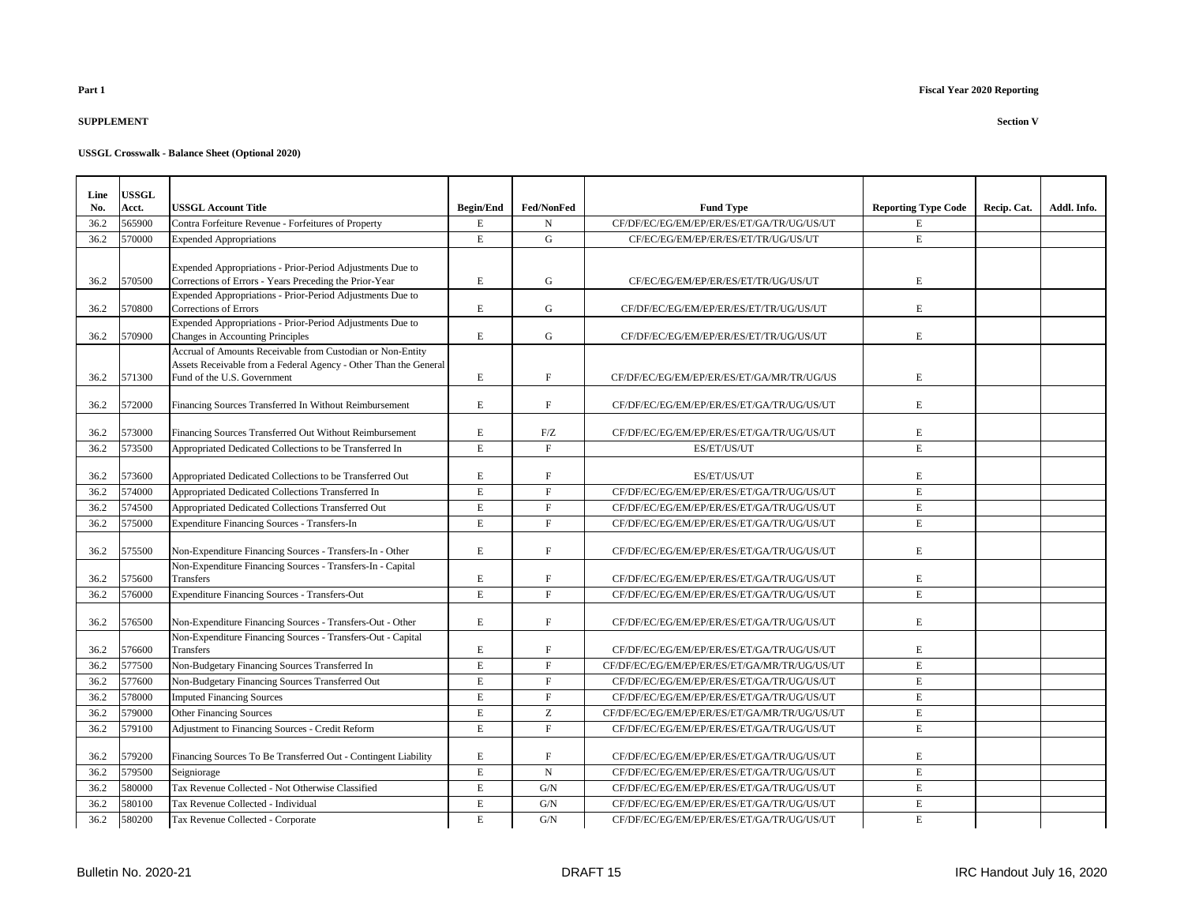**Part 1**

**Fiscal Year 2020 Reporting**

**SUPPLEMENT**

**Section V**

**USSGL Crosswalk - Balance Sheet (Optional 2020)**

| Line No. | USSGL Acct. | USSGL Account Title | Begin/End | Fed/NonFed | Fund Type | Reporting Type Code | Recip. Cat. | Addl. Info. |
|---|---|---|---|---|---|---|---|---|
| 36.2 | 565900 | Contra Forfeiture Revenue - Forfeitures of Property | E | N | CF/DF/EC/EG/EM/EP/ER/ES/ET/GA/TR/UG/US/UT | E | | |
| 36.2 | 570000 | Expended Appropriations | E | G | CF/EC/EG/EM/EP/ER/ES/ET/TR/UG/US/UT | E | | |
| 36.2 | 570500 | Expended Appropriations - Prior-Period Adjustments Due to Corrections of Errors - Years Preceding the Prior-Year | E | G | CF/EC/EG/EM/EP/ER/ES/ET/TR/UG/US/UT | E | | |
| 36.2 | 570800 | Expended Appropriations - Prior-Period Adjustments Due to Corrections of Errors | E | G | CF/DF/EC/EG/EM/EP/ER/ES/ET/TR/UG/US/UT | E | | |
| 36.2 | 570900 | Expended Appropriations - Prior-Period Adjustments Due to Changes in Accounting Principles | E | G | CF/DF/EC/EG/EM/EP/ER/ES/ET/TR/UG/US/UT | E | | |
| 36.2 | 571300 | Accrual of Amounts Receivable from Custodian or Non-Entity Assets Receivable from a Federal Agency - Other Than the General Fund of the U.S. Government | E | F | CF/DF/EC/EG/EM/EP/ER/ES/ET/GA/MR/TR/UG/US | E | | |
| 36.2 | 572000 | Financing Sources Transferred In Without Reimbursement | E | F | CF/DF/EC/EG/EM/EP/ER/ES/ET/GA/TR/UG/US/UT | E | | |
| 36.2 | 573000 | Financing Sources Transferred Out Without Reimbursement | E | F/Z | CF/DF/EC/EG/EM/EP/ER/ES/ET/GA/TR/UG/US/UT | E | | |
| 36.2 | 573500 | Appropriated Dedicated Collections to be Transferred In | E | F | ES/ET/US/UT | E | | |
| 36.2 | 573600 | Appropriated Dedicated Collections to be Transferred Out | E | F | ES/ET/US/UT | E | | |
| 36.2 | 574000 | Appropriated Dedicated Collections Transferred In | E | F | CF/DF/EC/EG/EM/EP/ER/ES/ET/GA/TR/UG/US/UT | E | | |
| 36.2 | 574500 | Appropriated Dedicated Collections Transferred Out | E | F | CF/DF/EC/EG/EM/EP/ER/ES/ET/GA/TR/UG/US/UT | E | | |
| 36.2 | 575000 | Expenditure Financing Sources - Transfers-In | E | F | CF/DF/EC/EG/EM/EP/ER/ES/ET/GA/TR/UG/US/UT | E | | |
| 36.2 | 575500 | Non-Expenditure Financing Sources - Transfers-In - Other | E | F | CF/DF/EC/EG/EM/EP/ER/ES/ET/GA/TR/UG/US/UT | E | | |
| 36.2 | 575600 | Non-Expenditure Financing Sources - Transfers-In - Capital Transfers | E | F | CF/DF/EC/EG/EM/EP/ER/ES/ET/GA/TR/UG/US/UT | E | | |
| 36.2 | 576000 | Expenditure Financing Sources - Transfers-Out | E | F | CF/DF/EC/EG/EM/EP/ER/ES/ET/GA/TR/UG/US/UT | E | | |
| 36.2 | 576500 | Non-Expenditure Financing Sources - Transfers-Out - Other | E | F | CF/DF/EC/EG/EM/EP/ER/ES/ET/GA/TR/UG/US/UT | E | | |
| 36.2 | 576600 | Non-Expenditure Financing Sources - Transfers-Out - Capital Transfers | E | F | CF/DF/EC/EG/EM/EP/ER/ES/ET/GA/TR/UG/US/UT | E | | |
| 36.2 | 577500 | Non-Budgetary Financing Sources Transferred In | E | F | CF/DF/EC/EG/EM/EP/ER/ES/ET/GA/MR/TR/UG/US/UT | E | | |
| 36.2 | 577600 | Non-Budgetary Financing Sources Transferred Out | E | F | CF/DF/EC/EG/EM/EP/ER/ES/ET/GA/TR/UG/US/UT | E | | |
| 36.2 | 578000 | Imputed Financing Sources | E | F | CF/DF/EC/EG/EM/EP/ER/ES/ET/GA/TR/UG/US/UT | E | | |
| 36.2 | 579000 | Other Financing Sources | E | Z | CF/DF/EC/EG/EM/EP/ER/ES/ET/GA/MR/TR/UG/US/UT | E | | |
| 36.2 | 579100 | Adjustment to Financing Sources - Credit Reform | E | F | CF/DF/EC/EG/EM/EP/ER/ES/ET/GA/TR/UG/US/UT | E | | |
| 36.2 | 579200 | Financing Sources To Be Transferred Out - Contingent Liability | E | F | CF/DF/EC/EG/EM/EP/ER/ES/ET/GA/TR/UG/US/UT | E | | |
| 36.2 | 579500 | Seigniorage | E | N | CF/DF/EC/EG/EM/EP/ER/ES/ET/GA/TR/UG/US/UT | E | | |
| 36.2 | 580000 | Tax Revenue Collected - Not Otherwise Classified | E | G/N | CF/DF/EC/EG/EM/EP/ER/ES/ET/GA/TR/UG/US/UT | E | | |
| 36.2 | 580100 | Tax Revenue Collected - Individual | E | G/N | CF/DF/EC/EG/EM/EP/ER/ES/ET/GA/TR/UG/US/UT | E | | |
| 36.2 | 580200 | Tax Revenue Collected - Corporate | E | G/N | CF/DF/EC/EG/EM/EP/ER/ES/ET/GA/TR/UG/US/UT | E | | |

Bulletin No. 2020-21 DRAFT 15 IRC Handout July 16, 2020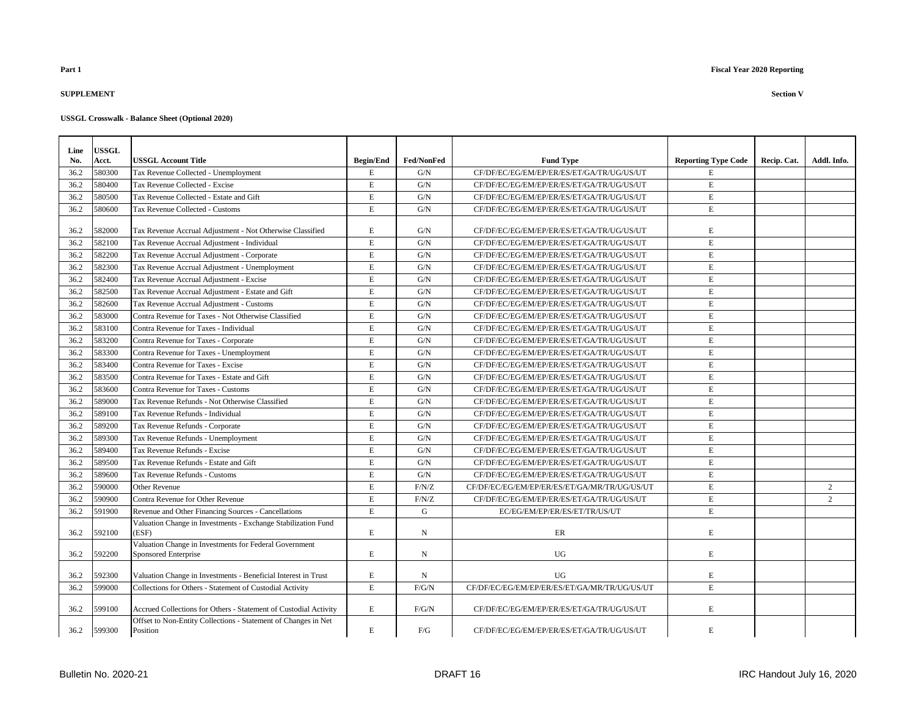**Part 1**

**Fiscal Year 2020 Reporting**

**SUPPLEMENT**

**Section V**

**USSGL Crosswalk - Balance Sheet (Optional 2020)**

| Line No. | USSGL Acct. | USSGL Account Title | Begin/End | Fed/NonFed | Fund Type | Reporting Type Code | Recip. Cat. | Addl. Info. |
|---|---|---|---|---|---|---|---|---|
| 36.2 | 580300 | Tax Revenue Collected - Unemployment | E | G/N | CF/DF/EC/EG/EM/EP/ER/ES/ET/GA/TR/UG/US/UT | E | | |
| 36.2 | 580400 | Tax Revenue Collected - Excise | E | G/N | CF/DF/EC/EG/EM/EP/ER/ES/ET/GA/TR/UG/US/UT | E | | |
| 36.2 | 580500 | Tax Revenue Collected - Estate and Gift | E | G/N | CF/DF/EC/EG/EM/EP/ER/ES/ET/GA/TR/UG/US/UT | E | | |
| 36.2 | 580600 | Tax Revenue Collected - Customs | E | G/N | CF/DF/EC/EG/EM/EP/ER/ES/ET/GA/TR/UG/US/UT | E | | |
| 36.2 | 582000 | Tax Revenue Accrual Adjustment - Not Otherwise Classified | E | G/N | CF/DF/EC/EG/EM/EP/ER/ES/ET/GA/TR/UG/US/UT | E | | |
| 36.2 | 582100 | Tax Revenue Accrual Adjustment - Individual | E | G/N | CF/DF/EC/EG/EM/EP/ER/ES/ET/GA/TR/UG/US/UT | E | | |
| 36.2 | 582200 | Tax Revenue Accrual Adjustment - Corporate | E | G/N | CF/DF/EC/EG/EM/EP/ER/ES/ET/GA/TR/UG/US/UT | E | | |
| 36.2 | 582300 | Tax Revenue Accrual Adjustment - Unemployment | E | G/N | CF/DF/EC/EG/EM/EP/ER/ES/ET/GA/TR/UG/US/UT | E | | |
| 36.2 | 582400 | Tax Revenue Accrual Adjustment - Excise | E | G/N | CF/DF/EC/EG/EM/EP/ER/ES/ET/GA/TR/UG/US/UT | E | | |
| 36.2 | 582500 | Tax Revenue Accrual Adjustment - Estate and Gift | E | G/N | CF/DF/EC/EG/EM/EP/ER/ES/ET/GA/TR/UG/US/UT | E | | |
| 36.2 | 582600 | Tax Revenue Accrual Adjustment - Customs | E | G/N | CF/DF/EC/EG/EM/EP/ER/ES/ET/GA/TR/UG/US/UT | E | | |
| 36.2 | 583000 | Contra Revenue for Taxes - Not Otherwise Classified | E | G/N | CF/DF/EC/EG/EM/EP/ER/ES/ET/GA/TR/UG/US/UT | E | | |
| 36.2 | 583100 | Contra Revenue for Taxes - Individual | E | G/N | CF/DF/EC/EG/EM/EP/ER/ES/ET/GA/TR/UG/US/UT | E | | |
| 36.2 | 583200 | Contra Revenue for Taxes - Corporate | E | G/N | CF/DF/EC/EG/EM/EP/ER/ES/ET/GA/TR/UG/US/UT | E | | |
| 36.2 | 583300 | Contra Revenue for Taxes - Unemployment | E | G/N | CF/DF/EC/EG/EM/EP/ER/ES/ET/GA/TR/UG/US/UT | E | | |
| 36.2 | 583400 | Contra Revenue for Taxes - Excise | E | G/N | CF/DF/EC/EG/EM/EP/ER/ES/ET/GA/TR/UG/US/UT | E | | |
| 36.2 | 583500 | Contra Revenue for Taxes - Estate and Gift | E | G/N | CF/DF/EC/EG/EM/EP/ER/ES/ET/GA/TR/UG/US/UT | E | | |
| 36.2 | 583600 | Contra Revenue for Taxes - Customs | E | G/N | CF/DF/EC/EG/EM/EP/ER/ES/ET/GA/TR/UG/US/UT | E | | |
| 36.2 | 589000 | Tax Revenue Refunds - Not Otherwise Classified | E | G/N | CF/DF/EC/EG/EM/EP/ER/ES/ET/GA/TR/UG/US/UT | E | | |
| 36.2 | 589100 | Tax Revenue Refunds - Individual | E | G/N | CF/DF/EC/EG/EM/EP/ER/ES/ET/GA/TR/UG/US/UT | E | | |
| 36.2 | 589200 | Tax Revenue Refunds - Corporate | E | G/N | CF/DF/EC/EG/EM/EP/ER/ES/ET/GA/TR/UG/US/UT | E | | |
| 36.2 | 589300 | Tax Revenue Refunds - Unemployment | E | G/N | CF/DF/EC/EG/EM/EP/ER/ES/ET/GA/TR/UG/US/UT | E | | |
| 36.2 | 589400 | Tax Revenue Refunds - Excise | E | G/N | CF/DF/EC/EG/EM/EP/ER/ES/ET/GA/TR/UG/US/UT | E | | |
| 36.2 | 589500 | Tax Revenue Refunds - Estate and Gift | E | G/N | CF/DF/EC/EG/EM/EP/ER/ES/ET/GA/TR/UG/US/UT | E | | |
| 36.2 | 589600 | Tax Revenue Refunds - Customs | E | G/N | CF/DF/EC/EG/EM/EP/ER/ES/ET/GA/TR/UG/US/UT | E | | |
| 36.2 | 590000 | Other Revenue | E | F/N/Z | CF/DF/EC/EG/EM/EP/ER/ES/ET/GA/MR/TR/UG/US/UT | E | | 2 |
| 36.2 | 590900 | Contra Revenue for Other Revenue | E | F/N/Z | CF/DF/EC/EG/EM/EP/ER/ES/ET/GA/TR/UG/US/UT | E | | 2 |
| 36.2 | 591900 | Revenue and Other Financing Sources - Cancellations | E | G | EC/EG/EM/EP/ER/ES/ET/TR/US/UT | E | | |
| 36.2 | 592100 | Valuation Change in Investments - Exchange Stabilization Fund (ESF) | E | N | ER | E | | |
| 36.2 | 592200 | Valuation Change in Investments for Federal Government Sponsored Enterprise | E | N | UG | E | | |
| 36.2 | 592300 | Valuation Change in Investments - Beneficial Interest in Trust | E | N | UG | E | | |
| 36.2 | 599000 | Collections for Others - Statement of Custodial Activity | E | F/G/N | CF/DF/EC/EG/EM/EP/ER/ES/ET/GA/MR/TR/UG/US/UT | E | | |
| 36.2 | 599100 | Accrued Collections for Others - Statement of Custodial Activity | E | F/G/N | CF/DF/EC/EG/EM/EP/ER/ES/ET/GA/TR/UG/US/UT | E | | |
| 36.2 | 599300 | Offset to Non-Entity Collections - Statement of Changes in Net Position | E | F/G | CF/DF/EC/EG/EM/EP/ER/ES/ET/GA/TR/UG/US/UT | E | | |

Bulletin No. 2020-21 DRAFT 16 IRC Handout July 16, 2020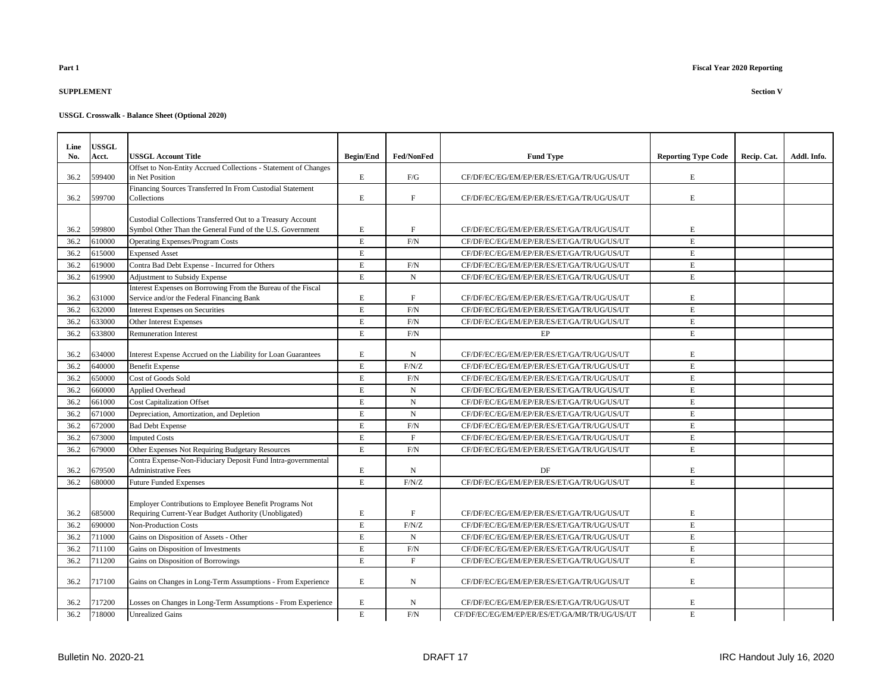**Part 1**

**Fiscal Year 2020 Reporting**

**SUPPLEMENT**

**Section V**

**USSGL Crosswalk - Balance Sheet (Optional 2020)**

| Line No. | USSGL Acct. | USSGL Account Title | Begin/End | Fed/NonFed | Fund Type | Reporting Type Code | Recip. Cat. | Addl. Info. |
|---|---|---|---|---|---|---|---|---|
| 36.2 | 599400 | Offset to Non-Entity Accrued Collections - Statement of Changes in Net Position | E | F/G | CF/DF/EC/EG/EM/EP/ER/ES/ET/GA/TR/UG/US/UT | E | | |
| 36.2 | 599700 | Financing Sources Transferred In From Custodial Statement Collections | E | F | CF/DF/EC/EG/EM/EP/ER/ES/ET/GA/TR/UG/US/UT | E | | |
| 36.2 | 599800 | Custodial Collections Transferred Out to a Treasury Account Symbol Other Than the General Fund of the U.S. Government | E | F | CF/DF/EC/EG/EM/EP/ER/ES/ET/GA/TR/UG/US/UT | E | | |
| 36.2 | 610000 | Operating Expenses/Program Costs | E | F/N | CF/DF/EC/EG/EM/EP/ER/ES/ET/GA/TR/UG/US/UT | E | | |
| 36.2 | 615000 | Expensed Asset | E | | CF/DF/EC/EG/EM/EP/ER/ES/ET/GA/TR/UG/US/UT | E | | |
| 36.2 | 619000 | Contra Bad Debt Expense - Incurred for Others | E | F/N | CF/DF/EC/EG/EM/EP/ER/ES/ET/GA/TR/UG/US/UT | E | | |
| 36.2 | 619900 | Adjustment to Subsidy Expense | E | N | CF/DF/EC/EG/EM/EP/ER/ES/ET/GA/TR/UG/US/UT | E | | |
| 36.2 | 631000 | Interest Expenses on Borrowing From the Bureau of the Fiscal Service and/or the Federal Financing Bank | E | F | CF/DF/EC/EG/EM/EP/ER/ES/ET/GA/TR/UG/US/UT | E | | |
| 36.2 | 632000 | Interest Expenses on Securities | E | F/N | CF/DF/EC/EG/EM/EP/ER/ES/ET/GA/TR/UG/US/UT | E | | |
| 36.2 | 633000 | Other Interest Expenses | E | F/N | CF/DF/EC/EG/EM/EP/ER/ES/ET/GA/TR/UG/US/UT | E | | |
| 36.2 | 633800 | Remuneration Interest | E | F/N | EP | E | | |
| 36.2 | 634000 | Interest Expense Accrued on the Liability for Loan Guarantees | E | N | CF/DF/EC/EG/EM/EP/ER/ES/ET/GA/TR/UG/US/UT | E | | |
| 36.2 | 640000 | Benefit Expense | E | F/N/Z | CF/DF/EC/EG/EM/EP/ER/ES/ET/GA/TR/UG/US/UT | E | | |
| 36.2 | 650000 | Cost of Goods Sold | E | F/N | CF/DF/EC/EG/EM/EP/ER/ES/ET/GA/TR/UG/US/UT | E | | |
| 36.2 | 660000 | Applied Overhead | E | N | CF/DF/EC/EG/EM/EP/ER/ES/ET/GA/TR/UG/US/UT | E | | |
| 36.2 | 661000 | Cost Capitalization Offset | E | N | CF/DF/EC/EG/EM/EP/ER/ES/ET/GA/TR/UG/US/UT | E | | |
| 36.2 | 671000 | Depreciation, Amortization, and Depletion | E | N | CF/DF/EC/EG/EM/EP/ER/ES/ET/GA/TR/UG/US/UT | E | | |
| 36.2 | 672000 | Bad Debt Expense | E | F/N | CF/DF/EC/EG/EM/EP/ER/ES/ET/GA/TR/UG/US/UT | E | | |
| 36.2 | 673000 | Imputed Costs | E | F | CF/DF/EC/EG/EM/EP/ER/ES/ET/GA/TR/UG/US/UT | E | | |
| 36.2 | 679000 | Other Expenses Not Requiring Budgetary Resources | E | F/N | CF/DF/EC/EG/EM/EP/ER/ES/ET/GA/TR/UG/US/UT | E | | |
| 36.2 | 679500 | Contra Expense-Non-Fiduciary Deposit Fund Intra-governmental Administrative Fees | E | N | DF | E | | |
| 36.2 | 680000 | Future Funded Expenses | E | F/N/Z | CF/DF/EC/EG/EM/EP/ER/ES/ET/GA/TR/UG/US/UT | E | | |
| 36.2 | 685000 | Employer Contributions to Employee Benefit Programs Not Requiring Current-Year Budget Authority (Unobligated) | E | F | CF/DF/EC/EG/EM/EP/ER/ES/ET/GA/TR/UG/US/UT | E | | |
| 36.2 | 690000 | Non-Production Costs | E | F/N/Z | CF/DF/EC/EG/EM/EP/ER/ES/ET/GA/TR/UG/US/UT | E | | |
| 36.2 | 711000 | Gains on Disposition of Assets - Other | E | N | CF/DF/EC/EG/EM/EP/ER/ES/ET/GA/TR/UG/US/UT | E | | |
| 36.2 | 711100 | Gains on Disposition of Investments | E | F/N | CF/DF/EC/EG/EM/EP/ER/ES/ET/GA/TR/UG/US/UT | E | | |
| 36.2 | 711200 | Gains on Disposition of Borrowings | E | F | CF/DF/EC/EG/EM/EP/ER/ES/ET/GA/TR/UG/US/UT | E | | |
| 36.2 | 717100 | Gains on Changes in Long-Term Assumptions - From Experience | E | N | CF/DF/EC/EG/EM/EP/ER/ES/ET/GA/TR/UG/US/UT | E | | |
| 36.2 | 717200 | Losses on Changes in Long-Term Assumptions - From Experience | E | N | CF/DF/EC/EG/EM/EP/ER/ES/ET/GA/TR/UG/US/UT | E | | |
| 36.2 | 718000 | Unrealized Gains | E | F/N | CF/DF/EC/EG/EM/EP/ER/ES/ET/GA/MR/TR/UG/US/UT | E | | |

Bulletin No. 2020-21 DRAFT 17 IRC Handout July 16, 2020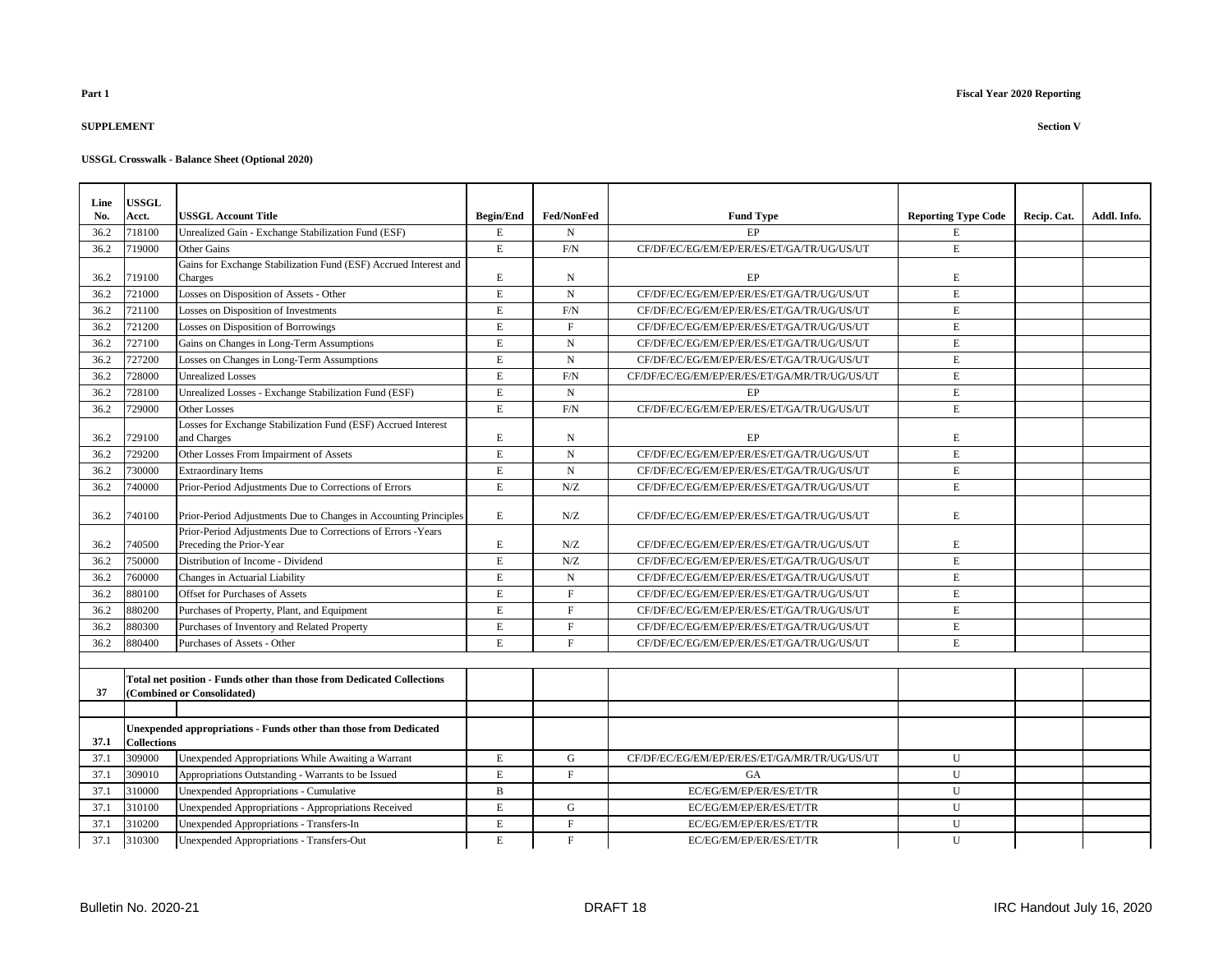**Part 1**

**Fiscal Year 2020 Reporting**

**SUPPLEMENT**

**Section V**

**USSGL Crosswalk - Balance Sheet (Optional 2020)**

| Line No. | USSGL Acct. | USSGL Account Title | Begin/End | Fed/NonFed | Fund Type | Reporting Type Code | Recip. Cat. | Addl. Info. |
|---|---|---|---|---|---|---|---|---|
| 36.2 | 718100 | Unrealized Gain - Exchange Stabilization Fund (ESF) | E | N | EP | E | | |
| 36.2 | 719000 | Other Gains | E | F/N | CF/DF/EC/EG/EM/EP/ER/ES/ET/GA/TR/UG/US/UT | E | | |
| 36.2 | 719100 | Gains for Exchange Stabilization Fund (ESF) Accrued Interest and Charges | E | N | EP | E | | |
| 36.2 | 721000 | Losses on Disposition of Assets - Other | E | N | CF/DF/EC/EG/EM/EP/ER/ES/ET/GA/TR/UG/US/UT | E | | |
| 36.2 | 721100 | Losses on Disposition of Investments | E | F/N | CF/DF/EC/EG/EM/EP/ER/ES/ET/GA/TR/UG/US/UT | E | | |
| 36.2 | 721200 | Losses on Disposition of Borrowings | E | F | CF/DF/EC/EG/EM/EP/ER/ES/ET/GA/TR/UG/US/UT | E | | |
| 36.2 | 727100 | Gains on Changes in Long-Term Assumptions | E | N | CF/DF/EC/EG/EM/EP/ER/ES/ET/GA/TR/UG/US/UT | E | | |
| 36.2 | 727200 | Losses on Changes in Long-Term Assumptions | E | N | CF/DF/EC/EG/EM/EP/ER/ES/ET/GA/TR/UG/US/UT | E | | |
| 36.2 | 728000 | Unrealized Losses | E | F/N | CF/DF/EC/EG/EM/EP/ER/ES/ET/GA/MR/TR/UG/US/UT | E | | |
| 36.2 | 728100 | Unrealized Losses - Exchange Stabilization Fund (ESF) | E | N | EP | E | | |
| 36.2 | 729000 | Other Losses | E | F/N | CF/DF/EC/EG/EM/EP/ER/ES/ET/GA/TR/UG/US/UT | E | | |
| 36.2 | 729100 | Losses for Exchange Stabilization Fund (ESF) Accrued Interest and Charges | E | N | EP | E | | |
| 36.2 | 729200 | Other Losses From Impairment of Assets | E | N | CF/DF/EC/EG/EM/EP/ER/ES/ET/GA/TR/UG/US/UT | E | | |
| 36.2 | 730000 | Extraordinary Items | E | N | CF/DF/EC/EG/EM/EP/ER/ES/ET/GA/TR/UG/US/UT | E | | |
| 36.2 | 740000 | Prior-Period Adjustments Due to Corrections of Errors | E | N/Z | CF/DF/EC/EG/EM/EP/ER/ES/ET/GA/TR/UG/US/UT | E | | |
| 36.2 | 740100 | Prior-Period Adjustments Due to Changes in Accounting Principles | E | N/Z | CF/DF/EC/EG/EM/EP/ER/ES/ET/GA/TR/UG/US/UT | E | | |
| 36.2 | 740500 | Prior-Period Adjustments Due to Corrections of Errors -Years Preceding the Prior-Year | E | N/Z | CF/DF/EC/EG/EM/EP/ER/ES/ET/GA/TR/UG/US/UT | E | | |
| 36.2 | 750000 | Distribution of Income - Dividend | E | N/Z | CF/DF/EC/EG/EM/EP/ER/ES/ET/GA/TR/UG/US/UT | E | | |
| 36.2 | 760000 | Changes in Actuarial Liability | E | N | CF/DF/EC/EG/EM/EP/ER/ES/ET/GA/TR/UG/US/UT | E | | |
| 36.2 | 880100 | Offset for Purchases of Assets | E | F | CF/DF/EC/EG/EM/EP/ER/ES/ET/GA/TR/UG/US/UT | E | | |
| 36.2 | 880200 | Purchases of Property, Plant, and Equipment | E | F | CF/DF/EC/EG/EM/EP/ER/ES/ET/GA/TR/UG/US/UT | E | | |
| 36.2 | 880300 | Purchases of Inventory and Related Property | E | F | CF/DF/EC/EG/EM/EP/ER/ES/ET/GA/TR/UG/US/UT | E | | |
| 36.2 | 880400 | Purchases of Assets - Other | E | F | CF/DF/EC/EG/EM/EP/ER/ES/ET/GA/TR/UG/US/UT | E | | |
| | | | | | | | | |
| **37** | **Total net position - Funds other than those from Dedicated Collections (Combined or Consolidated)** | | | | | | | |
| | | | | | | | | |
| **37.1** | **Unexpended appropriations - Funds other than those from Dedicated Collections** | | | | | | | |
| 37.1 | 309000 | Unexpended Appropriations While Awaiting a Warrant | E | G | CF/DF/EC/EG/EM/EP/ER/ES/ET/GA/MR/TR/UG/US/UT | U | | |
| 37.1 | 309010 | Appropriations Outstanding - Warrants to be Issued | E | F | GA | U | | |
| 37.1 | 310000 | Unexpended Appropriations - Cumulative | B | | EC/EG/EM/EP/ER/ES/ET/TR | U | | |
| 37.1 | 310100 | Unexpended Appropriations - Appropriations Received | E | G | EC/EG/EM/EP/ER/ES/ET/TR | U | | |
| 37.1 | 310200 | Unexpended Appropriations - Transfers-In | E | F | EC/EG/EM/EP/ER/ES/ET/TR | U | | |
| 37.1 | 310300 | Unexpended Appropriations - Transfers-Out | E | F | EC/EG/EM/EP/ER/ES/ET/TR | U | | |

Bulletin No. 2020-21 DRAFT 18 IRC Handout July 16, 2020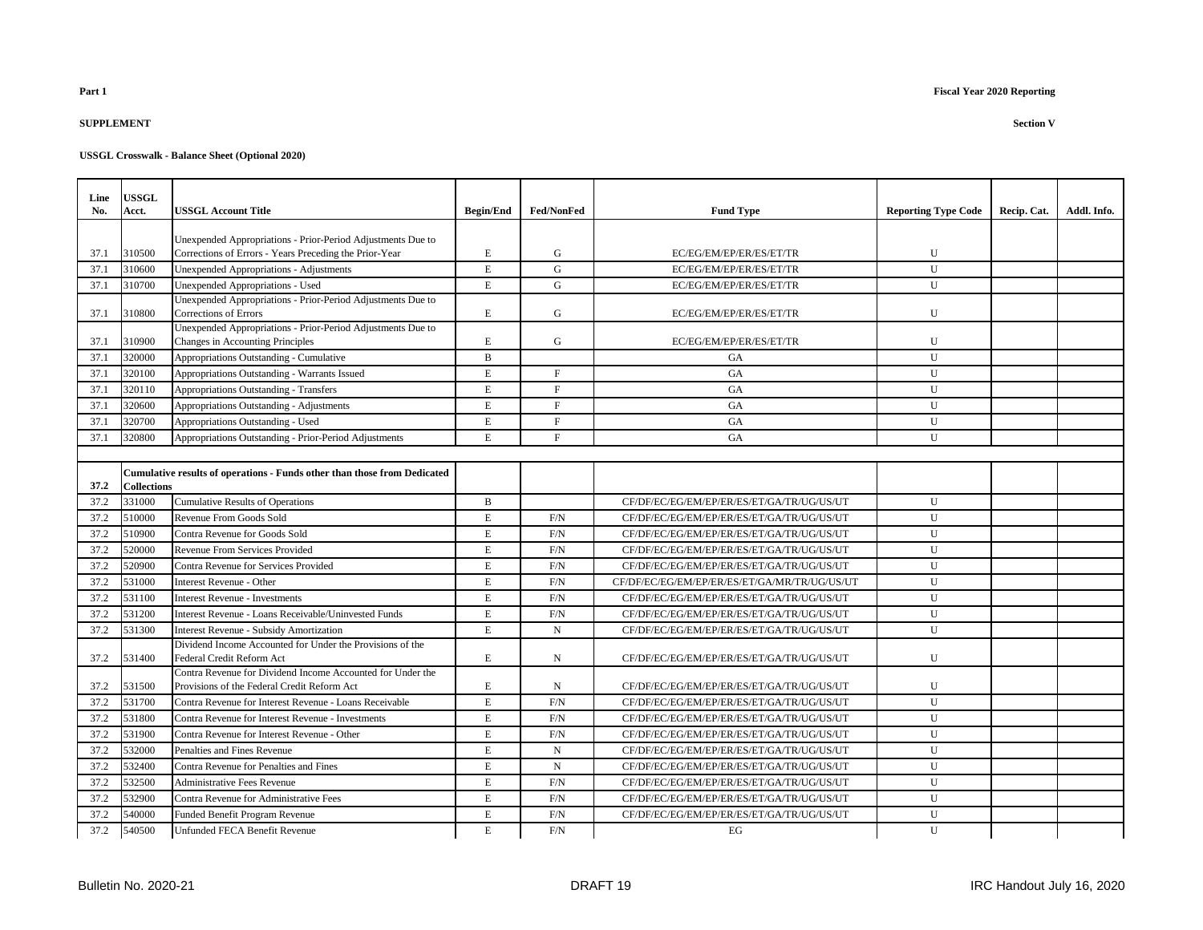**Part 1**

**Fiscal Year 2020 Reporting**

**SUPPLEMENT**

**Section V**

**USSGL Crosswalk - Balance Sheet (Optional 2020)**

| Line No. | USSGL Acct. | USSGL Account Title | Begin/End | Fed/NonFed | Fund Type | Reporting Type Code | Recip. Cat. | Addl. Info. |
|---|---|---|---|---|---|---|---|---|
| 37.1 | 310500 | Unexpended Appropriations - Prior-Period Adjustments Due to Corrections of Errors - Years Preceding the Prior-Year | E | G | EC/EG/EM/EP/ER/ES/ET/TR | U | | |
| 37.1 | 310600 | Unexpended Appropriations - Adjustments | E | G | EC/EG/EM/EP/ER/ES/ET/TR | U | | |
| 37.1 | 310700 | Unexpended Appropriations - Used | E | G | EC/EG/EM/EP/ER/ES/ET/TR | U | | |
| 37.1 | 310800 | Unexpended Appropriations - Prior-Period Adjustments Due to Corrections of Errors | E | G | EC/EG/EM/EP/ER/ES/ET/TR | U | | |
| 37.1 | 310900 | Unexpended Appropriations - Prior-Period Adjustments Due to Changes in Accounting Principles | E | G | EC/EG/EM/EP/ER/ES/ET/TR | U | | |
| 37.1 | 320000 | Appropriations Outstanding - Cumulative | B | | GA | U | | |
| 37.1 | 320100 | Appropriations Outstanding - Warrants Issued | E | F | GA | U | | |
| 37.1 | 320110 | Appropriations Outstanding - Transfers | E | F | GA | U | | |
| 37.1 | 320600 | Appropriations Outstanding - Adjustments | E | F | GA | U | | |
| 37.1 | 320700 | Appropriations Outstanding - Used | E | F | GA | U | | |
| 37.1 | 320800 | Appropriations Outstanding - Prior-Period Adjustments | E | F | GA | U | | |
| | | | | | | | | |
| **37.2** | **Cumulative results of operations - Funds other than those from Dedicated Collections** | | | | | | | |
| 37.2 | 331000 | Cumulative Results of Operations | B | | CF/DF/EC/EG/EM/EP/ER/ES/ET/GA/TR/UG/US/UT | U | | |
| 37.2 | 510000 | Revenue From Goods Sold | E | F/N | CF/DF/EC/EG/EM/EP/ER/ES/ET/GA/TR/UG/US/UT | U | | |
| 37.2 | 510900 | Contra Revenue for Goods Sold | E | F/N | CF/DF/EC/EG/EM/EP/ER/ES/ET/GA/TR/UG/US/UT | U | | |
| 37.2 | 520000 | Revenue From Services Provided | E | F/N | CF/DF/EC/EG/EM/EP/ER/ES/ET/GA/TR/UG/US/UT | U | | |
| 37.2 | 520900 | Contra Revenue for Services Provided | E | F/N | CF/DF/EC/EG/EM/EP/ER/ES/ET/GA/TR/UG/US/UT | U | | |
| 37.2 | 531000 | Interest Revenue - Other | E | F/N | CF/DF/EC/EG/EM/EP/ER/ES/ET/GA/MR/TR/UG/US/UT | U | | |
| 37.2 | 531100 | Interest Revenue - Investments | E | F/N | CF/DF/EC/EG/EM/EP/ER/ES/ET/GA/TR/UG/US/UT | U | | |
| 37.2 | 531200 | Interest Revenue - Loans Receivable/Uninvested Funds | E | F/N | CF/DF/EC/EG/EM/EP/ER/ES/ET/GA/TR/UG/US/UT | U | | |
| 37.2 | 531300 | Interest Revenue - Subsidy Amortization | E | N | CF/DF/EC/EG/EM/EP/ER/ES/ET/GA/TR/UG/US/UT | U | | |
| 37.2 | 531400 | Dividend Income Accounted for Under the Provisions of the Federal Credit Reform Act | E | N | CF/DF/EC/EG/EM/EP/ER/ES/ET/GA/TR/UG/US/UT | U | | |
| 37.2 | 531500 | Contra Revenue for Dividend Income Accounted for Under the Provisions of the Federal Credit Reform Act | E | N | CF/DF/EC/EG/EM/EP/ER/ES/ET/GA/TR/UG/US/UT | U | | |
| 37.2 | 531700 | Contra Revenue for Interest Revenue - Loans Receivable | E | F/N | CF/DF/EC/EG/EM/EP/ER/ES/ET/GA/TR/UG/US/UT | U | | |
| 37.2 | 531800 | Contra Revenue for Interest Revenue - Investments | E | F/N | CF/DF/EC/EG/EM/EP/ER/ES/ET/GA/TR/UG/US/UT | U | | |
| 37.2 | 531900 | Contra Revenue for Interest Revenue - Other | E | F/N | CF/DF/EC/EG/EM/EP/ER/ES/ET/GA/TR/UG/US/UT | U | | |
| 37.2 | 532000 | Penalties and Fines Revenue | E | N | CF/DF/EC/EG/EM/EP/ER/ES/ET/GA/TR/UG/US/UT | U | | |
| 37.2 | 532400 | Contra Revenue for Penalties and Fines | E | N | CF/DF/EC/EG/EM/EP/ER/ES/ET/GA/TR/UG/US/UT | U | | |
| 37.2 | 532500 | Administrative Fees Revenue | E | F/N | CF/DF/EC/EG/EM/EP/ER/ES/ET/GA/TR/UG/US/UT | U | | |
| 37.2 | 532900 | Contra Revenue for Administrative Fees | E | F/N | CF/DF/EC/EG/EM/EP/ER/ES/ET/GA/TR/UG/US/UT | U | | |
| 37.2 | 540000 | Funded Benefit Program Revenue | E | F/N | CF/DF/EC/EG/EM/EP/ER/ES/ET/GA/TR/UG/US/UT | U | | |
| 37.2 | 540500 | Unfunded FECA Benefit Revenue | E | F/N | EG | U | | |

Bulletin No. 2020-21 DRAFT 19 IRC Handout July 16, 2020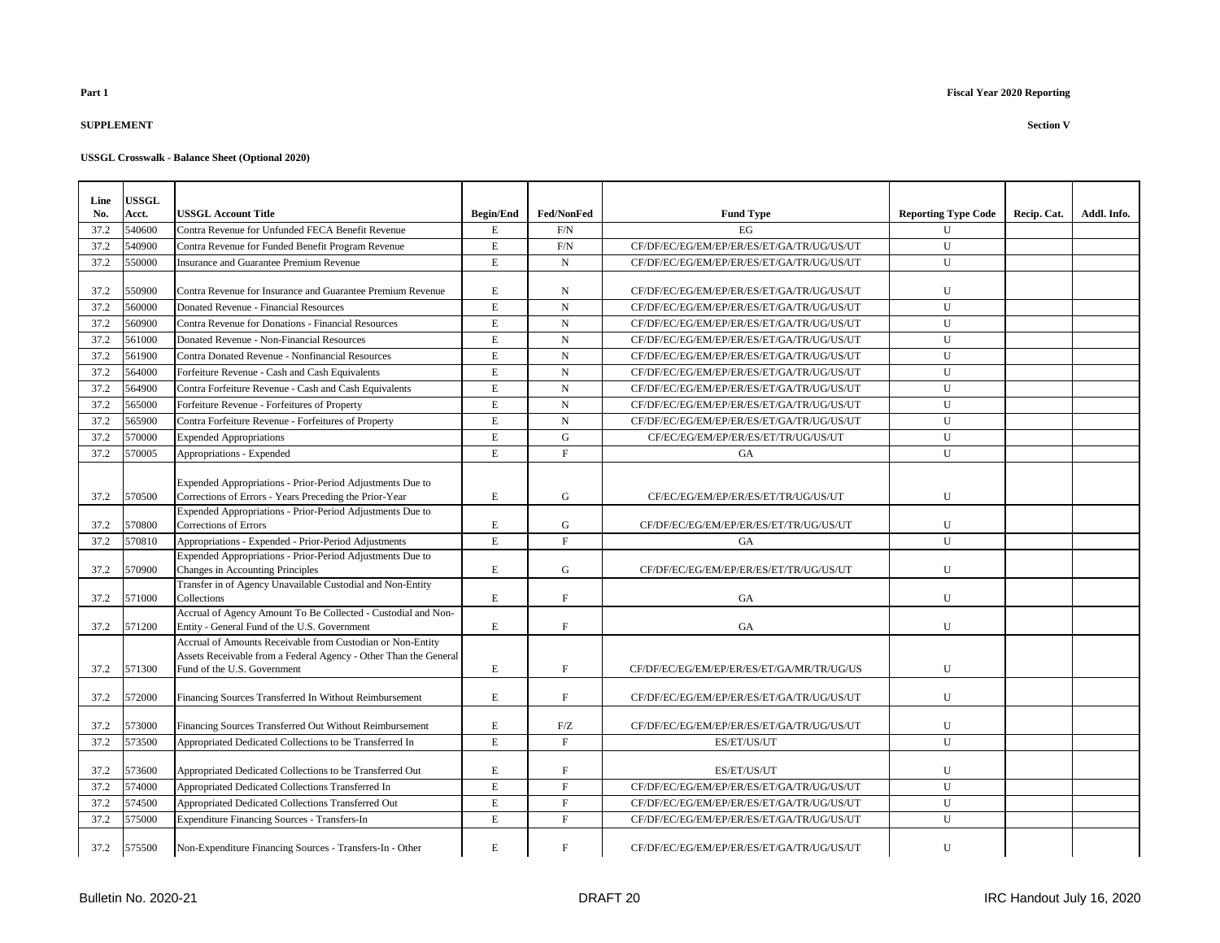**Part 1**

**Fiscal Year 2020 Reporting**

**SUPPLEMENT**

**Section V**

**USSGL Crosswalk - Balance Sheet (Optional 2020)**

| Line No. | USSGL Acct. | USSGL Account Title | Begin/End | Fed/NonFed | Fund Type | Reporting Type Code | Recip. Cat. | Addl. Info. |
|---|---|---|---|---|---|---|---|---|
| 37.2 | 540600 | Contra Revenue for Unfunded FECA Benefit Revenue | E | F/N | EG | U | | |
| 37.2 | 540900 | Contra Revenue for Funded Benefit Program Revenue | E | F/N | CF/DF/EC/EG/EM/EP/ER/ES/ET/GA/TR/UG/US/UT | U | | |
| 37.2 | 550000 | Insurance and Guarantee Premium Revenue | E | N | CF/DF/EC/EG/EM/EP/ER/ES/ET/GA/TR/UG/US/UT | U | | |
| 37.2 | 550900 | Contra Revenue for Insurance and Guarantee Premium Revenue | E | N | CF/DF/EC/EG/EM/EP/ER/ES/ET/GA/TR/UG/US/UT | U | | |
| 37.2 | 560000 | Donated Revenue - Financial Resources | E | N | CF/DF/EC/EG/EM/EP/ER/ES/ET/GA/TR/UG/US/UT | U | | |
| 37.2 | 560900 | Contra Revenue for Donations - Financial Resources | E | N | CF/DF/EC/EG/EM/EP/ER/ES/ET/GA/TR/UG/US/UT | U | | |
| 37.2 | 561000 | Donated Revenue - Non-Financial Resources | E | N | CF/DF/EC/EG/EM/EP/ER/ES/ET/GA/TR/UG/US/UT | U | | |
| 37.2 | 561900 | Contra Donated Revenue - Nonfinancial Resources | E | N | CF/DF/EC/EG/EM/EP/ER/ES/ET/GA/TR/UG/US/UT | U | | |
| 37.2 | 564000 | Forfeiture Revenue - Cash and Cash Equivalents | E | N | CF/DF/EC/EG/EM/EP/ER/ES/ET/GA/TR/UG/US/UT | U | | |
| 37.2 | 564900 | Contra Forfeiture Revenue - Cash and Cash Equivalents | E | N | CF/DF/EC/EG/EM/EP/ER/ES/ET/GA/TR/UG/US/UT | U | | |
| 37.2 | 565000 | Forfeiture Revenue - Forfeitures of Property | E | N | CF/DF/EC/EG/EM/EP/ER/ES/ET/GA/TR/UG/US/UT | U | | |
| 37.2 | 565900 | Contra Forfeiture Revenue - Forfeitures of Property | E | N | CF/DF/EC/EG/EM/EP/ER/ES/ET/GA/TR/UG/US/UT | U | | |
| 37.2 | 570000 | Expended Appropriations | E | G | CF/EC/EG/EM/EP/ER/ES/ET/TR/UG/US/UT | U | | |
| 37.2 | 570005 | Appropriations - Expended | E | F | GA | U | | |
| 37.2 | 570500 | Expended Appropriations - Prior-Period Adjustments Due to Corrections of Errors - Years Preceding the Prior-Year | E | G | CF/EC/EG/EM/EP/ER/ES/ET/TR/UG/US/UT | U | | |
| 37.2 | 570800 | Expended Appropriations - Prior-Period Adjustments Due to Corrections of Errors | E | G | CF/DF/EC/EG/EM/EP/ER/ES/ET/TR/UG/US/UT | U | | |
| 37.2 | 570810 | Appropriations - Expended - Prior-Period Adjustments | E | F | GA | U | | |
| 37.2 | 570900 | Expended Appropriations - Prior-Period Adjustments Due to Changes in Accounting Principles | E | G | CF/DF/EC/EG/EM/EP/ER/ES/ET/TR/UG/US/UT | U | | |
| 37.2 | 571000 | Transfer in of Agency Unavailable Custodial and Non-Entity Collections | E | F | GA | U | | |
| 37.2 | 571200 | Accrual of Agency Amount To Be Collected - Custodial and Non-Entity - General Fund of the U.S. Government | E | F | GA | U | | |
| 37.2 | 571300 | Accrual of Amounts Receivable from Custodian or Non-Entity Assets Receivable from a Federal Agency - Other Than the General Fund of the U.S. Government | E | F | CF/DF/EC/EG/EM/EP/ER/ES/ET/GA/MR/TR/UG/US | U | | |
| 37.2 | 572000 | Financing Sources Transferred In Without Reimbursement | E | F | CF/DF/EC/EG/EM/EP/ER/ES/ET/GA/TR/UG/US/UT | U | | |
| 37.2 | 573000 | Financing Sources Transferred Out Without Reimbursement | E | F/Z | CF/DF/EC/EG/EM/EP/ER/ES/ET/GA/TR/UG/US/UT | U | | |
| 37.2 | 573500 | Appropriated Dedicated Collections to be Transferred In | E | F | ES/ET/US/UT | U | | |
| 37.2 | 573600 | Appropriated Dedicated Collections to be Transferred Out | E | F | ES/ET/US/UT | U | | |
| 37.2 | 574000 | Appropriated Dedicated Collections Transferred In | E | F | CF/DF/EC/EG/EM/EP/ER/ES/ET/GA/TR/UG/US/UT | U | | |
| 37.2 | 574500 | Appropriated Dedicated Collections Transferred Out | E | F | CF/DF/EC/EG/EM/EP/ER/ES/ET/GA/TR/UG/US/UT | U | | |
| 37.2 | 575000 | Expenditure Financing Sources - Transfers-In | E | F | CF/DF/EC/EG/EM/EP/ER/ES/ET/GA/TR/UG/US/UT | U | | |
| 37.2 | 575500 | Non-Expenditure Financing Sources - Transfers-In - Other | E | F | CF/DF/EC/EG/EM/EP/ER/ES/ET/GA/TR/UG/US/UT | U | | |

Bulletin No. 2020-21 DRAFT 20 IRC Handout July 16, 2020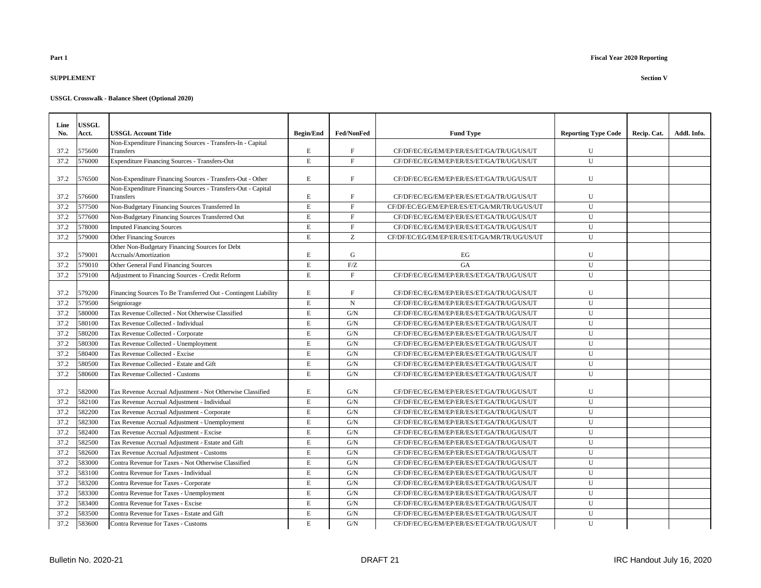**Part 1**

**Fiscal Year 2020 Reporting**

**SUPPLEMENT**

**Section V**

**USSGL Crosswalk - Balance Sheet (Optional 2020)**

| Line No. | USSGL Acct. | USSGL Account Title | Begin/End | Fed/NonFed | Fund Type | Reporting Type Code | Recip. Cat. | Addl. Info. |
|---|---|---|---|---|---|---|---|---|
| 37.2 | 575600 | Non-Expenditure Financing Sources - Transfers-In - Capital Transfers | E | F | CF/DF/EC/EG/EM/EP/ER/ES/ET/GA/TR/UG/US/UT | U | | |
| 37.2 | 576000 | Expenditure Financing Sources - Transfers-Out | E | F | CF/DF/EC/EG/EM/EP/ER/ES/ET/GA/TR/UG/US/UT | U | | |
| 37.2 | 576500 | Non-Expenditure Financing Sources - Transfers-Out - Other | E | F | CF/DF/EC/EG/EM/EP/ER/ES/ET/GA/TR/UG/US/UT | U | | |
| 37.2 | 576600 | Non-Expenditure Financing Sources - Transfers-Out - Capital Transfers | E | F | CF/DF/EC/EG/EM/EP/ER/ES/ET/GA/TR/UG/US/UT | U | | |
| 37.2 | 577500 | Non-Budgetary Financing Sources Transferred In | E | F | CF/DF/EC/EG/EM/EP/ER/ES/ET/GA/MR/TR/UG/US/UT | U | | |
| 37.2 | 577600 | Non-Budgetary Financing Sources Transferred Out | E | F | CF/DF/EC/EG/EM/EP/ER/ES/ET/GA/TR/UG/US/UT | U | | |
| 37.2 | 578000 | Imputed Financing Sources | E | F | CF/DF/EC/EG/EM/EP/ER/ES/ET/GA/TR/UG/US/UT | U | | |
| 37.2 | 579000 | Other Financing Sources | E | Z | CF/DF/EC/EG/EM/EP/ER/ES/ET/GA/MR/TR/UG/US/UT | U | | |
| 37.2 | 579001 | Other Non-Budgetary Financing Sources for Debt Accruals/Amortization | E | G | EG | U | | |
| 37.2 | 579010 | Other General Fund Financing Sources | E | F/Z | GA | U | | |
| 37.2 | 579100 | Adjustment to Financing Sources - Credit Reform | E | F | CF/DF/EC/EG/EM/EP/ER/ES/ET/GA/TR/UG/US/UT | U | | |
| 37.2 | 579200 | Financing Sources To Be Transferred Out - Contingent Liability | E | F | CF/DF/EC/EG/EM/EP/ER/ES/ET/GA/TR/UG/US/UT | U | | |
| 37.2 | 579500 | Seigniorage | E | N | CF/DF/EC/EG/EM/EP/ER/ES/ET/GA/TR/UG/US/UT | U | | |
| 37.2 | 580000 | Tax Revenue Collected - Not Otherwise Classified | E | G/N | CF/DF/EC/EG/EM/EP/ER/ES/ET/GA/TR/UG/US/UT | U | | |
| 37.2 | 580100 | Tax Revenue Collected - Individual | E | G/N | CF/DF/EC/EG/EM/EP/ER/ES/ET/GA/TR/UG/US/UT | U | | |
| 37.2 | 580200 | Tax Revenue Collected - Corporate | E | G/N | CF/DF/EC/EG/EM/EP/ER/ES/ET/GA/TR/UG/US/UT | U | | |
| 37.2 | 580300 | Tax Revenue Collected - Unemployment | E | G/N | CF/DF/EC/EG/EM/EP/ER/ES/ET/GA/TR/UG/US/UT | U | | |
| 37.2 | 580400 | Tax Revenue Collected - Excise | E | G/N | CF/DF/EC/EG/EM/EP/ER/ES/ET/GA/TR/UG/US/UT | U | | |
| 37.2 | 580500 | Tax Revenue Collected - Estate and Gift | E | G/N | CF/DF/EC/EG/EM/EP/ER/ES/ET/GA/TR/UG/US/UT | U | | |
| 37.2 | 580600 | Tax Revenue Collected - Customs | E | G/N | CF/DF/EC/EG/EM/EP/ER/ES/ET/GA/TR/UG/US/UT | U | | |
| 37.2 | 582000 | Tax Revenue Accrual Adjustment - Not Otherwise Classified | E | G/N | CF/DF/EC/EG/EM/EP/ER/ES/ET/GA/TR/UG/US/UT | U | | |
| 37.2 | 582100 | Tax Revenue Accrual Adjustment - Individual | E | G/N | CF/DF/EC/EG/EM/EP/ER/ES/ET/GA/TR/UG/US/UT | U | | |
| 37.2 | 582200 | Tax Revenue Accrual Adjustment - Corporate | E | G/N | CF/DF/EC/EG/EM/EP/ER/ES/ET/GA/TR/UG/US/UT | U | | |
| 37.2 | 582300 | Tax Revenue Accrual Adjustment - Unemployment | E | G/N | CF/DF/EC/EG/EM/EP/ER/ES/ET/GA/TR/UG/US/UT | U | | |
| 37.2 | 582400 | Tax Revenue Accrual Adjustment - Excise | E | G/N | CF/DF/EC/EG/EM/EP/ER/ES/ET/GA/TR/UG/US/UT | U | | |
| 37.2 | 582500 | Tax Revenue Accrual Adjustment - Estate and Gift | E | G/N | CF/DF/EC/EG/EM/EP/ER/ES/ET/GA/TR/UG/US/UT | U | | |
| 37.2 | 582600 | Tax Revenue Accrual Adjustment - Customs | E | G/N | CF/DF/EC/EG/EM/EP/ER/ES/ET/GA/TR/UG/US/UT | U | | |
| 37.2 | 583000 | Contra Revenue for Taxes - Not Otherwise Classified | E | G/N | CF/DF/EC/EG/EM/EP/ER/ES/ET/GA/TR/UG/US/UT | U | | |
| 37.2 | 583100 | Contra Revenue for Taxes - Individual | E | G/N | CF/DF/EC/EG/EM/EP/ER/ES/ET/GA/TR/UG/US/UT | U | | |
| 37.2 | 583200 | Contra Revenue for Taxes - Corporate | E | G/N | CF/DF/EC/EG/EM/EP/ER/ES/ET/GA/TR/UG/US/UT | U | | |
| 37.2 | 583300 | Contra Revenue for Taxes - Unemployment | E | G/N | CF/DF/EC/EG/EM/EP/ER/ES/ET/GA/TR/UG/US/UT | U | | |
| 37.2 | 583400 | Contra Revenue for Taxes - Excise | E | G/N | CF/DF/EC/EG/EM/EP/ER/ES/ET/GA/TR/UG/US/UT | U | | |
| 37.2 | 583500 | Contra Revenue for Taxes - Estate and Gift | E | G/N | CF/DF/EC/EG/EM/EP/ER/ES/ET/GA/TR/UG/US/UT | U | | |
| 37.2 | 583600 | Contra Revenue for Taxes - Customs | E | G/N | CF/DF/EC/EG/EM/EP/ER/ES/ET/GA/TR/UG/US/UT | U | | |

Bulletin No. 2020-21 DRAFT 21 IRC Handout July 16, 2020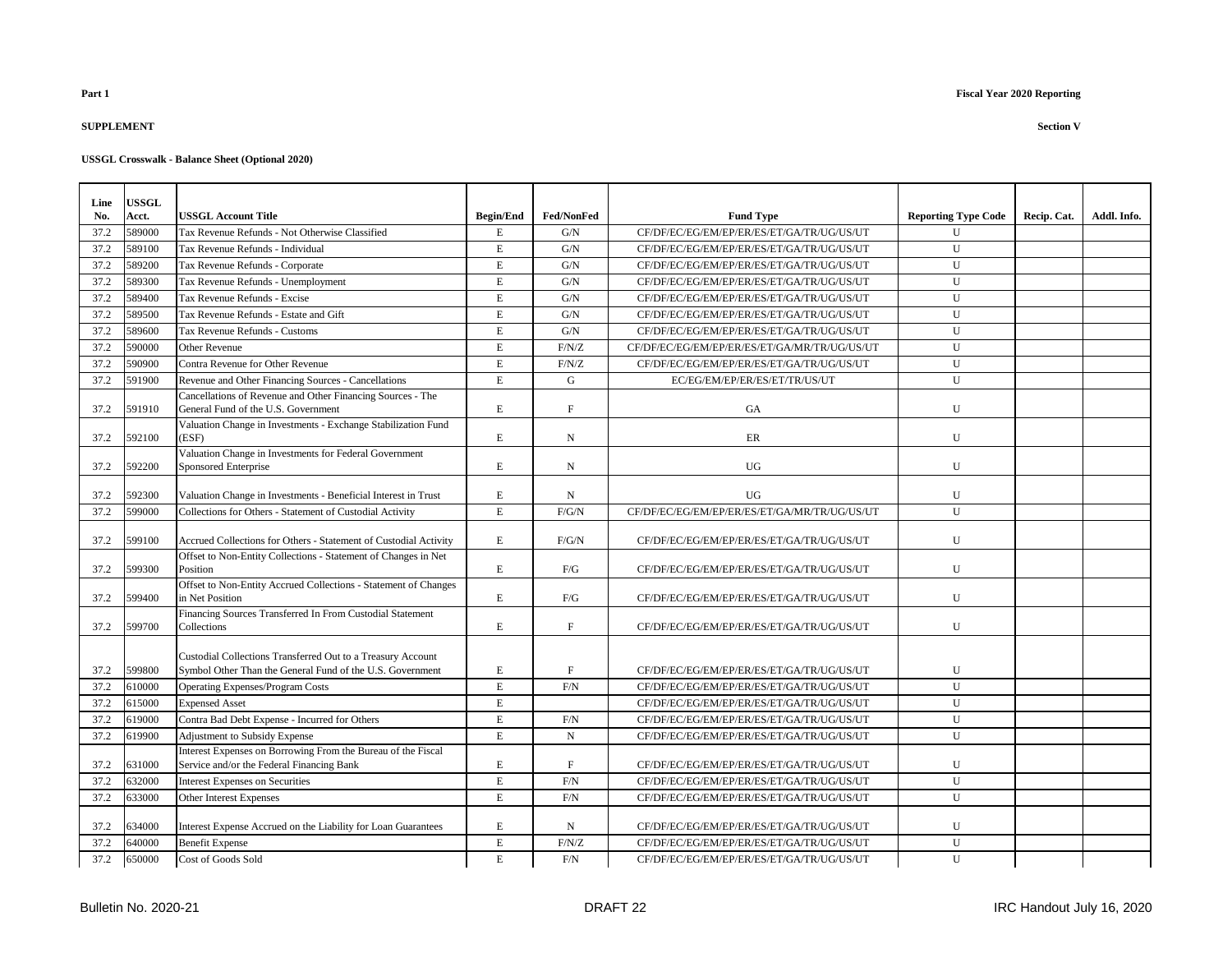**Part 1**

**Fiscal Year 2020 Reporting**

**SUPPLEMENT**

**Section V**

**USSGL Crosswalk - Balance Sheet (Optional 2020)**

| Line No. | USSGL Acct. | USSGL Account Title | Begin/End | Fed/NonFed | Fund Type | Reporting Type Code | Recip. Cat. | Addl. Info. |
|---|---|---|---|---|---|---|---|---|
| 37.2 | 589000 | Tax Revenue Refunds - Not Otherwise Classified | E | G/N | CF/DF/EC/EG/EM/EP/ER/ES/ET/GA/TR/UG/US/UT | U | | |
| 37.2 | 589100 | Tax Revenue Refunds - Individual | E | G/N | CF/DF/EC/EG/EM/EP/ER/ES/ET/GA/TR/UG/US/UT | U | | |
| 37.2 | 589200 | Tax Revenue Refunds - Corporate | E | G/N | CF/DF/EC/EG/EM/EP/ER/ES/ET/GA/TR/UG/US/UT | U | | |
| 37.2 | 589300 | Tax Revenue Refunds - Unemployment | E | G/N | CF/DF/EC/EG/EM/EP/ER/ES/ET/GA/TR/UG/US/UT | U | | |
| 37.2 | 589400 | Tax Revenue Refunds - Excise | E | G/N | CF/DF/EC/EG/EM/EP/ER/ES/ET/GA/TR/UG/US/UT | U | | |
| 37.2 | 589500 | Tax Revenue Refunds - Estate and Gift | E | G/N | CF/DF/EC/EG/EM/EP/ER/ES/ET/GA/TR/UG/US/UT | U | | |
| 37.2 | 589600 | Tax Revenue Refunds - Customs | E | G/N | CF/DF/EC/EG/EM/EP/ER/ES/ET/GA/TR/UG/US/UT | U | | |
| 37.2 | 590000 | Other Revenue | E | F/N/Z | CF/DF/EC/EG/EM/EP/ER/ES/ET/GA/MR/TR/UG/US/UT | U | | |
| 37.2 | 590900 | Contra Revenue for Other Revenue | E | F/N/Z | CF/DF/EC/EG/EM/EP/ER/ES/ET/GA/TR/UG/US/UT | U | | |
| 37.2 | 591900 | Revenue and Other Financing Sources - Cancellations | E | G | EC/EG/EM/EP/ER/ES/ET/TR/US/UT | U | | |
| 37.2 | 591910 | Cancellations of Revenue and Other Financing Sources - The General Fund of the U.S. Government | E | F | GA | U | | |
| 37.2 | 592100 | Valuation Change in Investments - Exchange Stabilization Fund (ESF) | E | N | ER | U | | |
| 37.2 | 592200 | Valuation Change in Investments for Federal Government Sponsored Enterprise | E | N | UG | U | | |
| 37.2 | 592300 | Valuation Change in Investments - Beneficial Interest in Trust | E | N | UG | U | | |
| 37.2 | 599000 | Collections for Others - Statement of Custodial Activity | E | F/G/N | CF/DF/EC/EG/EM/EP/ER/ES/ET/GA/MR/TR/UG/US/UT | U | | |
| 37.2 | 599100 | Accrued Collections for Others - Statement of Custodial Activity | E | F/G/N | CF/DF/EC/EG/EM/EP/ER/ES/ET/GA/TR/UG/US/UT | U | | |
| 37.2 | 599300 | Offset to Non-Entity Collections - Statement of Changes in Net Position | E | F/G | CF/DF/EC/EG/EM/EP/ER/ES/ET/GA/TR/UG/US/UT | U | | |
| 37.2 | 599400 | Offset to Non-Entity Accrued Collections - Statement of Changes in Net Position | E | F/G | CF/DF/EC/EG/EM/EP/ER/ES/ET/GA/TR/UG/US/UT | U | | |
| 37.2 | 599700 | Financing Sources Transferred In From Custodial Statement Collections | E | F | CF/DF/EC/EG/EM/EP/ER/ES/ET/GA/TR/UG/US/UT | U | | |
| 37.2 | 599800 | Custodial Collections Transferred Out to a Treasury Account Symbol Other Than the General Fund of the U.S. Government | E | F | CF/DF/EC/EG/EM/EP/ER/ES/ET/GA/TR/UG/US/UT | U | | |
| 37.2 | 610000 | Operating Expenses/Program Costs | E | F/N | CF/DF/EC/EG/EM/EP/ER/ES/ET/GA/TR/UG/US/UT | U | | |
| 37.2 | 615000 | Expensed Asset | E | | CF/DF/EC/EG/EM/EP/ER/ES/ET/GA/TR/UG/US/UT | U | | |
| 37.2 | 619000 | Contra Bad Debt Expense - Incurred for Others | E | F/N | CF/DF/EC/EG/EM/EP/ER/ES/ET/GA/TR/UG/US/UT | U | | |
| 37.2 | 619900 | Adjustment to Subsidy Expense | E | N | CF/DF/EC/EG/EM/EP/ER/ES/ET/GA/TR/UG/US/UT | U | | |
| 37.2 | 631000 | Interest Expenses on Borrowing From the Bureau of the Fiscal Service and/or the Federal Financing Bank | E | F | CF/DF/EC/EG/EM/EP/ER/ES/ET/GA/TR/UG/US/UT | U | | |
| 37.2 | 632000 | Interest Expenses on Securities | E | F/N | CF/DF/EC/EG/EM/EP/ER/ES/ET/GA/TR/UG/US/UT | U | | |
| 37.2 | 633000 | Other Interest Expenses | E | F/N | CF/DF/EC/EG/EM/EP/ER/ES/ET/GA/TR/UG/US/UT | U | | |
| 37.2 | 634000 | Interest Expense Accrued on the Liability for Loan Guarantees | E | N | CF/DF/EC/EG/EM/EP/ER/ES/ET/GA/TR/UG/US/UT | U | | |
| 37.2 | 640000 | Benefit Expense | E | F/N/Z | CF/DF/EC/EG/EM/EP/ER/ES/ET/GA/TR/UG/US/UT | U | | |
| 37.2 | 650000 | Cost of Goods Sold | E | F/N | CF/DF/EC/EG/EM/EP/ER/ES/ET/GA/TR/UG/US/UT | U | | |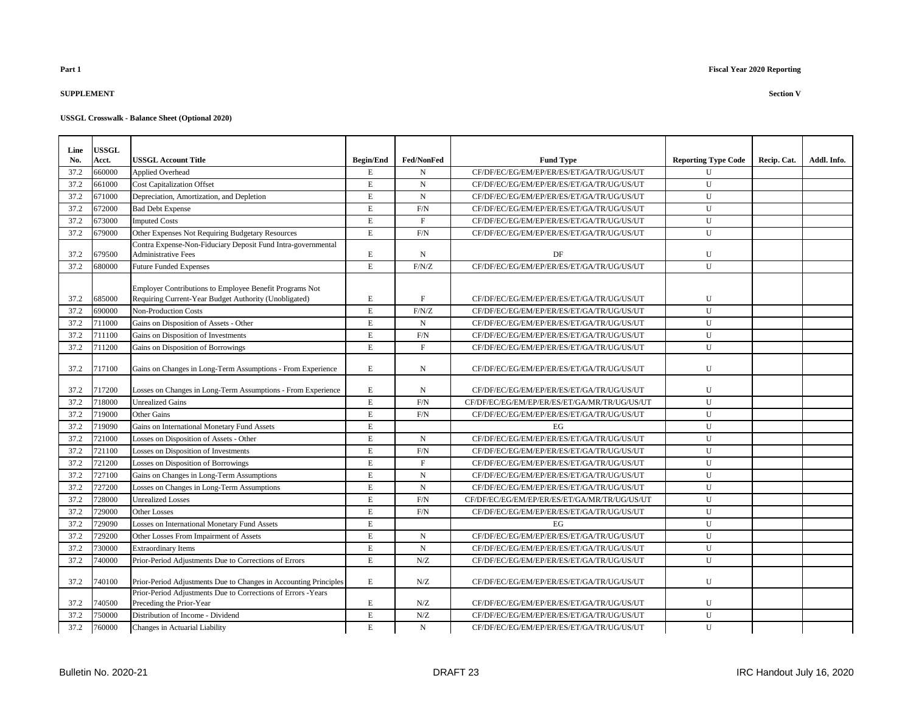**Part 1**

**Fiscal Year 2020 Reporting**

**SUPPLEMENT**

**Section V**

**USSGL Crosswalk - Balance Sheet (Optional 2020)**

| Line No. | USSGL Acct. | USSGL Account Title | Begin/End | Fed/NonFed | Fund Type | Reporting Type Code | Recip. Cat. | Addl. Info. |
|---|---|---|---|---|---|---|---|---|
| 37.2 | 660000 | Applied Overhead | E | N | CF/DF/EC/EG/EM/EP/ER/ES/ET/GA/TR/UG/US/UT | U | | |
| 37.2 | 661000 | Cost Capitalization Offset | E | N | CF/DF/EC/EG/EM/EP/ER/ES/ET/GA/TR/UG/US/UT | U | | |
| 37.2 | 671000 | Depreciation, Amortization, and Depletion | E | N | CF/DF/EC/EG/EM/EP/ER/ES/ET/GA/TR/UG/US/UT | U | | |
| 37.2 | 672000 | Bad Debt Expense | E | F/N | CF/DF/EC/EG/EM/EP/ER/ES/ET/GA/TR/UG/US/UT | U | | |
| 37.2 | 673000 | Imputed Costs | E | F | CF/DF/EC/EG/EM/EP/ER/ES/ET/GA/TR/UG/US/UT | U | | |
| 37.2 | 679000 | Other Expenses Not Requiring Budgetary Resources | E | F/N | CF/DF/EC/EG/EM/EP/ER/ES/ET/GA/TR/UG/US/UT | U | | |
| 37.2 | 679500 | Contra Expense-Non-Fiduciary Deposit Fund Intra-governmental Administrative Fees | E | N | DF | U | | |
| 37.2 | 680000 | Future Funded Expenses | E | F/N/Z | CF/DF/EC/EG/EM/EP/ER/ES/ET/GA/TR/UG/US/UT | U | | |
| 37.2 | 685000 | Employer Contributions to Employee Benefit Programs Not Requiring Current-Year Budget Authority (Unobligated) | E | F | CF/DF/EC/EG/EM/EP/ER/ES/ET/GA/TR/UG/US/UT | U | | |
| 37.2 | 690000 | Non-Production Costs | E | F/N/Z | CF/DF/EC/EG/EM/EP/ER/ES/ET/GA/TR/UG/US/UT | U | | |
| 37.2 | 711000 | Gains on Disposition of Assets - Other | E | N | CF/DF/EC/EG/EM/EP/ER/ES/ET/GA/TR/UG/US/UT | U | | |
| 37.2 | 711100 | Gains on Disposition of Investments | E | F/N | CF/DF/EC/EG/EM/EP/ER/ES/ET/GA/TR/UG/US/UT | U | | |
| 37.2 | 711200 | Gains on Disposition of Borrowings | E | F | CF/DF/EC/EG/EM/EP/ER/ES/ET/GA/TR/UG/US/UT | U | | |
| 37.2 | 717100 | Gains on Changes in Long-Term Assumptions - From Experience | E | N | CF/DF/EC/EG/EM/EP/ER/ES/ET/GA/TR/UG/US/UT | U | | |
| 37.2 | 717200 | Losses on Changes in Long-Term Assumptions - From Experience | E | N | CF/DF/EC/EG/EM/EP/ER/ES/ET/GA/TR/UG/US/UT | U | | |
| 37.2 | 718000 | Unrealized Gains | E | F/N | CF/DF/EC/EG/EM/EP/ER/ES/ET/GA/MR/TR/UG/US/UT | U | | |
| 37.2 | 719000 | Other Gains | E | F/N | CF/DF/EC/EG/EM/EP/ER/ES/ET/GA/TR/UG/US/UT | U | | |
| 37.2 | 719090 | Gains on International Monetary Fund Assets | E | | EG | U | | |
| 37.2 | 721000 | Losses on Disposition of Assets - Other | E | N | CF/DF/EC/EG/EM/EP/ER/ES/ET/GA/TR/UG/US/UT | U | | |
| 37.2 | 721100 | Losses on Disposition of Investments | E | F/N | CF/DF/EC/EG/EM/EP/ER/ES/ET/GA/TR/UG/US/UT | U | | |
| 37.2 | 721200 | Losses on Disposition of Borrowings | E | F | CF/DF/EC/EG/EM/EP/ER/ES/ET/GA/TR/UG/US/UT | U | | |
| 37.2 | 727100 | Gains on Changes in Long-Term Assumptions | E | N | CF/DF/EC/EG/EM/EP/ER/ES/ET/GA/TR/UG/US/UT | U | | |
| 37.2 | 727200 | Losses on Changes in Long-Term Assumptions | E | N | CF/DF/EC/EG/EM/EP/ER/ES/ET/GA/TR/UG/US/UT | U | | |
| 37.2 | 728000 | Unrealized Losses | E | F/N | CF/DF/EC/EG/EM/EP/ER/ES/ET/GA/MR/TR/UG/US/UT | U | | |
| 37.2 | 729000 | Other Losses | E | F/N | CF/DF/EC/EG/EM/EP/ER/ES/ET/GA/TR/UG/US/UT | U | | |
| 37.2 | 729090 | Losses on International Monetary Fund Assets | E | | EG | U | | |
| 37.2 | 729200 | Other Losses From Impairment of Assets | E | N | CF/DF/EC/EG/EM/EP/ER/ES/ET/GA/TR/UG/US/UT | U | | |
| 37.2 | 730000 | Extraordinary Items | E | N | CF/DF/EC/EG/EM/EP/ER/ES/ET/GA/TR/UG/US/UT | U | | |
| 37.2 | 740000 | Prior-Period Adjustments Due to Corrections of Errors | E | N/Z | CF/DF/EC/EG/EM/EP/ER/ES/ET/GA/TR/UG/US/UT | U | | |
| 37.2 | 740100 | Prior-Period Adjustments Due to Changes in Accounting Principles | E | N/Z | CF/DF/EC/EG/EM/EP/ER/ES/ET/GA/TR/UG/US/UT | U | | |
| 37.2 | 740500 | Prior-Period Adjustments Due to Corrections of Errors -Years Preceding the Prior-Year | E | N/Z | CF/DF/EC/EG/EM/EP/ER/ES/ET/GA/TR/UG/US/UT | U | | |
| 37.2 | 750000 | Distribution of Income - Dividend | E | N/Z | CF/DF/EC/EG/EM/EP/ER/ES/ET/GA/TR/UG/US/UT | U | | |
| 37.2 | 760000 | Changes in Actuarial Liability | E | N | CF/DF/EC/EG/EM/EP/ER/ES/ET/GA/TR/UG/US/UT | U | | |

Bulletin No. 2020-21 DRAFT 23 IRC Handout July 16, 2020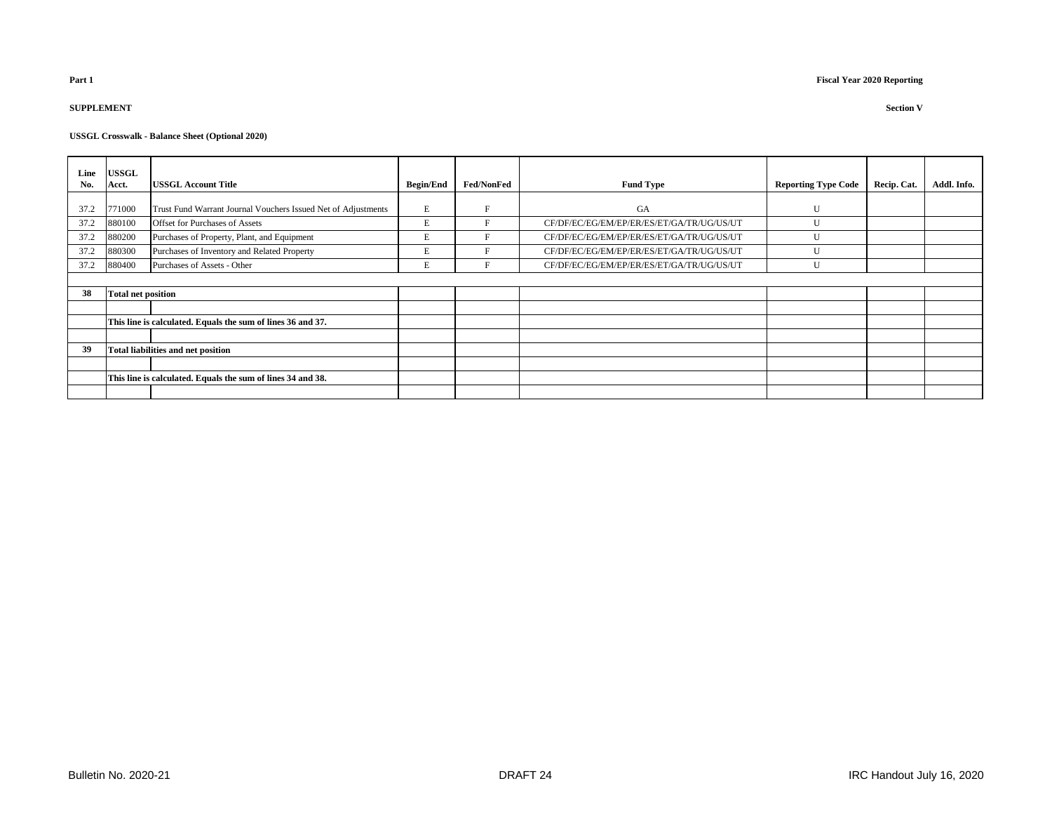**Part 1**

**Fiscal Year 2020 Reporting**

**SUPPLEMENT**

**Section V**

**USSGL Crosswalk - Balance Sheet (Optional 2020)**

| Line No. | USSGL Acct. | USSGL Account Title | Begin/End | Fed/NonFed | Fund Type | Reporting Type Code | Recip. Cat. | Addl. Info. |
|---|---|---|---|---|---|---|---|---|
| 37.2 | 771000 | Trust Fund Warrant Journal Vouchers Issued Net of Adjustments | E | F | GA | U | | |
| 37.2 | 880100 | Offset for Purchases of Assets | E | F | CF/DF/EC/EG/EM/EP/ER/ES/ET/GA/TR/UG/US/UT | U | | |
| 37.2 | 880200 | Purchases of Property, Plant, and Equipment | E | F | CF/DF/EC/EG/EM/EP/ER/ES/ET/GA/TR/UG/US/UT | U | | |
| 37.2 | 880300 | Purchases of Inventory and Related Property | E | F | CF/DF/EC/EG/EM/EP/ER/ES/ET/GA/TR/UG/US/UT | U | | |
| 37.2 | 880400 | Purchases of Assets - Other | E | F | CF/DF/EC/EG/EM/EP/ER/ES/ET/GA/TR/UG/US/UT | U | | |
| | | | | | | | | |
| **38** | **Total net position** | | | | | | | |
| | | | | | | | | |
| | **This line is calculated. Equals the sum of lines 36 and 37.** | | | | | | | |
| | | | | | | | | |
| **39** | **Total liabilities and net position** | | | | | | | |
| | | | | | | | | |
| | **This line is calculated. Equals the sum of lines 34 and 38.** | | | | | | | |
| | | | | | | | | |

Bulletin No. 2020-21 DRAFT 24 IRC Handout July 16, 2020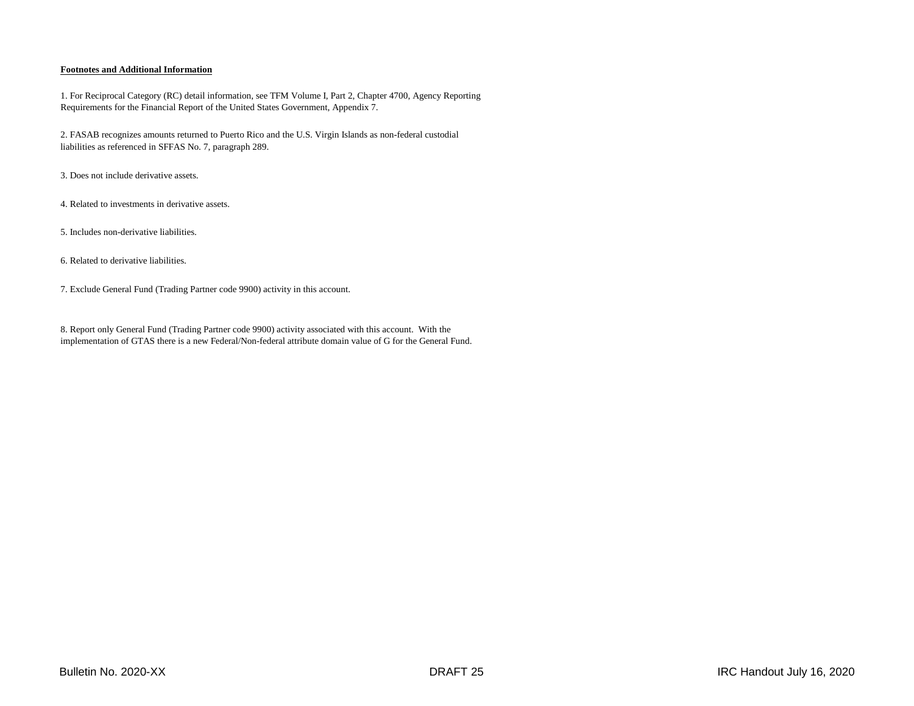**Footnotes and Additional Information**

1. For Reciprocal Category (RC) detail information, see TFM Volume I, Part 2, Chapter 4700, Agency Reporting Requirements for the Financial Report of the United States Government, Appendix 7.

2. FASAB recognizes amounts returned to Puerto Rico and the U.S. Virgin Islands as non-federal custodial liabilities as referenced in SFFAS No. 7, paragraph 289.

3. Does not include derivative assets.

4. Related to investments in derivative assets.

5. Includes non-derivative liabilities.

6. Related to derivative liabilities.

7. Exclude General Fund (Trading Partner code 9900) activity in this account.

8. Report only General Fund (Trading Partner code 9900) activity associated with this account. With the implementation of GTAS there is a new Federal/Non-federal attribute domain value of G for the General Fund.